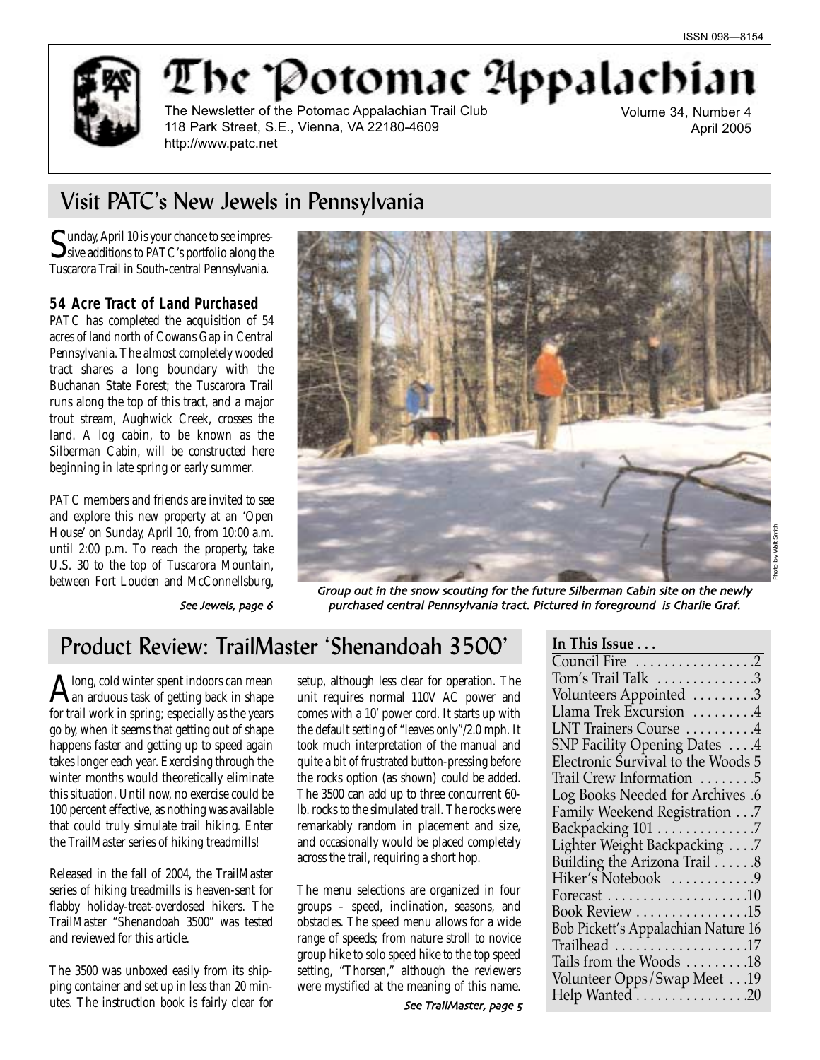ISSN 098—8154

# The Potomac Appalachian

The Newsletter of the Potomac Appalachian Trail Club
118 Park Street, S.E., Vienna, VA 22180-4609
http://www.patc.net

Volume 34, Number 4
April 2005

## Visit PATC's New Jewels in Pennsylvania

Sunday, April 10 is your chance to see impressive additions to PATC's portfolio along the Tuscarora Trail in South-central Pennsylvania.

### 54 Acre Tract of Land Purchased

PATC has completed the acquisition of 54 acres of land north of Cowans Gap in Central Pennsylvania. The almost completely wooded tract shares a long boundary with the Buchanan State Forest; the Tuscarora Trail runs along the top of this tract, and a major trout stream, Aughwick Creek, crosses the land. A log cabin, to be known as the Silberman Cabin, will be constructed here beginning in late spring or early summer.

PATC members and friends are invited to see and explore this new property at an 'Open House' on Sunday, April 10, from 10:00 a.m. until 2:00 p.m. To reach the property, take U.S. 30 to the top of Tuscarora Mountain, between Fort Louden and McConnellsburg,

*See Jewels, page 6*

Photo by Walt Smith

*Group out in the snow scouting for the future Silberman Cabin site on the newly purchased central Pennsylvania tract. Pictured in foreground is Charlie Graf.*

## Product Review: TrailMaster 'Shenandoah 3500'

Along, cold winter spent indoors can mean an arduous task of getting back in shape for trail work in spring; especially as the years go by, when it seems that getting out of shape happens faster and getting up to speed again takes longer each year. Exercising through the winter months would theoretically eliminate this situation. Until now, no exercise could be 100 percent effective, as nothing was available that could truly simulate trail hiking. Enter the TrailMaster series of hiking treadmills!

Released in the fall of 2004, the TrailMaster series of hiking treadmills is heaven-sent for flabby holiday-treat-overdosed hikers. The TrailMaster "Shenandoah 3500" was tested and reviewed for this article.

The 3500 was unboxed easily from its shipping container and set up in less than 20 minutes. The instruction book is fairly clear for setup, although less clear for operation. The unit requires normal 110V AC power and comes with a 10' power cord. It starts up with the default setting of "leaves only"/2.0 mph. It took much interpretation of the manual and quite a bit of frustrated button-pressing before the rocks option (as shown) could be added. The 3500 can add up to three concurrent 60-lb. rocks to the simulated trail. The rocks were remarkably random in placement and size, and occasionally would be placed completely across the trail, requiring a short hop.

The menu selections are organized in four groups – speed, inclination, seasons, and obstacles. The speed menu allows for a wide range of speeds; from nature stroll to novice group hike to solo speed hike to the top speed setting, "Thorsen," although the reviewers were mystified at the meaning of this name.

*See TrailMaster, page 5*

### In This Issue . . .

| | |
|---|---|
| Council Fire | 2 |
| Tom's Trail Talk | 3 |
| Volunteers Appointed | 3 |
| Llama Trek Excursion | 4 |
| LNT Trainers Course | 4 |
| SNP Facility Opening Dates | 4 |
| Electronic Survival to the Woods | 5 |
| Trail Crew Information | 5 |
| Log Books Needed for Archives | 6 |
| Family Weekend Registration | 7 |
| Backpacking 101 | 7 |
| Lighter Weight Backpacking | 7 |
| Building the Arizona Trail | 8 |
| Hiker's Notebook | 9 |
| Forecast | 10 |
| Book Review | 15 |
| Bob Pickett's Appalachian Nature | 16 |
| Trailhead | 17 |
| Tails from the Woods | 18 |
| Volunteer Opps/Swap Meet | 19 |
| Help Wanted | 20 |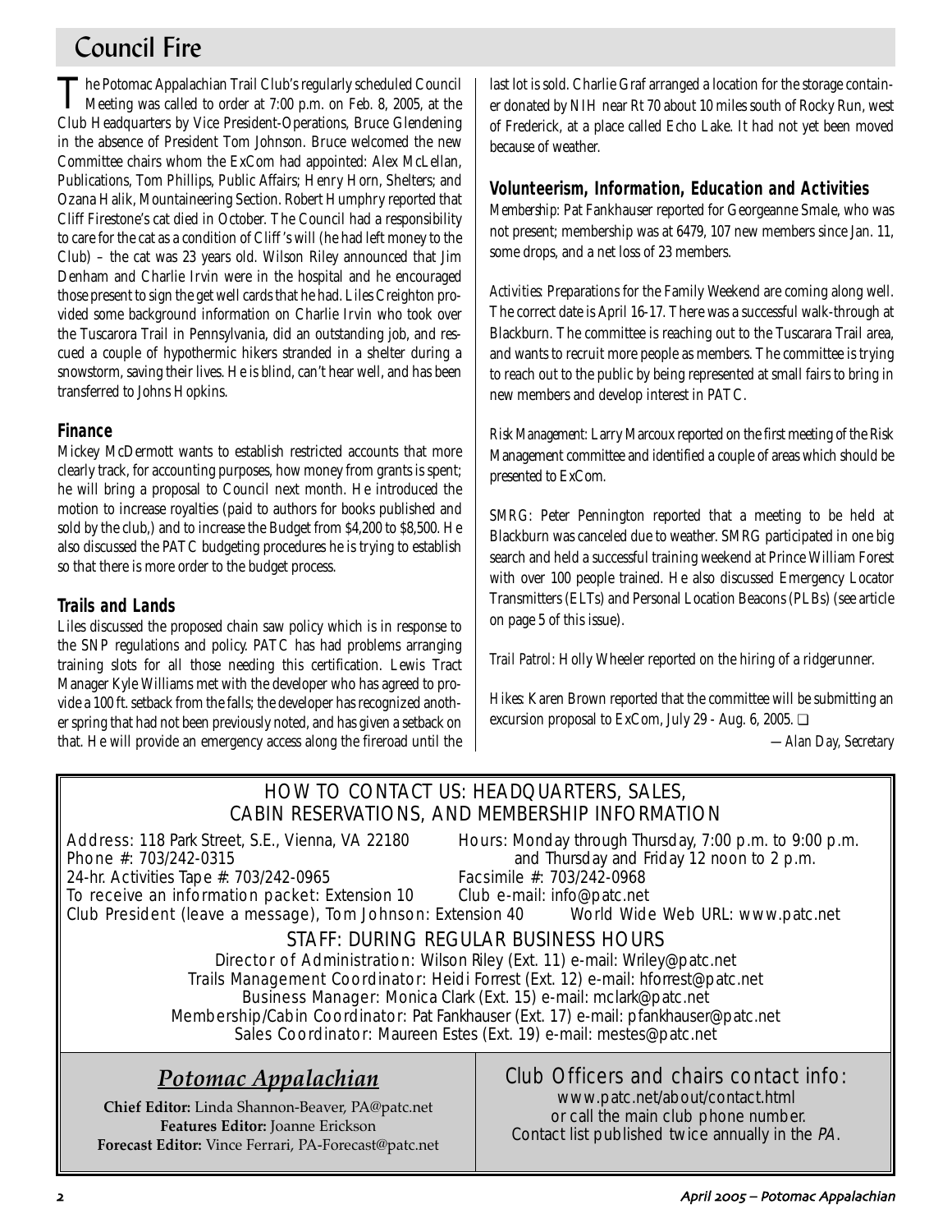# Council Fire

The Potomac Appalachian Trail Club's regularly scheduled Council Meeting was called to order at 7:00 p.m. on Feb. 8, 2005, at the Club Headquarters by Vice President-Operations, Bruce Glendening in the absence of President Tom Johnson. Bruce welcomed the new Committee chairs whom the ExCom had appointed: Alex McLellan, Publications, Tom Phillips, Public Affairs; Henry Horn, Shelters; and Ozana Halik, Mountaineering Section. Robert Humphry reported that Cliff Firestone's cat died in October. The Council had a responsibility to care for the cat as a condition of Cliff's will (he had left money to the Club) – the cat was 23 years old. Wilson Riley announced that Jim Denham and Charlie Irvin were in the hospital and he encouraged those present to sign the get well cards that he had. Liles Creighton provided some background information on Charlie Irvin who took over the Tuscarora Trail in Pennsylvania, did an outstanding job, and rescued a couple of hypothermic hikers stranded in a shelter during a snowstorm, saving their lives. He is blind, can't hear well, and has been transferred to Johns Hopkins.

## Finance

Mickey McDermott wants to establish restricted accounts that more clearly track, for accounting purposes, how money from grants is spent; he will bring a proposal to Council next month. He introduced the motion to increase royalties (paid to authors for books published and sold by the club,) and to increase the Budget from $4,200 to $8,500. He also discussed the PATC budgeting procedures he is trying to establish so that there is more order to the budget process.

## Trails and Lands

Liles discussed the proposed chain saw policy which is in response to the SNP regulations and policy. PATC has had problems arranging training slots for all those needing this certification. Lewis Tract Manager Kyle Williams met with the developer who has agreed to provide a 100 ft. setback from the falls; the developer has recognized another spring that had not been previously noted, and has given a setback on that. He will provide an emergency access along the fireroad until the last lot is sold. Charlie Graf arranged a location for the storage container donated by NIH near Rt 70 about 10 miles south of Rocky Run, west of Frederick, at a place called Echo Lake. It had not yet been moved because of weather.

## Volunteerism, Information, Education and Activities

*Membership:* Pat Fankhauser reported for Georgeanne Smale, who was not present; membership was at 6479, 107 new members since Jan. 11, some drops, and a net loss of 23 members.

*Activities:* Preparations for the Family Weekend are coming along well. The correct date is April 16-17. There was a successful walk-through at Blackburn. The committee is reaching out to the Tuscarara Trail area, and wants to recruit more people as members. The committee is trying to reach out to the public by being represented at small fairs to bring in new members and develop interest in PATC.

*Risk Management:* Larry Marcoux reported on the first meeting of the Risk Management committee and identified a couple of areas which should be presented to ExCom.

*SMRG:* Peter Pennington reported that a meeting to be held at Blackburn was canceled due to weather. SMRG participated in one big search and held a successful training weekend at Prince William Forest with over 100 people trained. He also discussed Emergency Locator Transmitters (ELTs) and Personal Location Beacons (PLBs) (see article on page 5 of this issue).

*Trail Patrol:* Holly Wheeler reported on the hiring of a ridgerunner.

*Hikes:* Karen Brown reported that the committee will be submitting an excursion proposal to ExCom, July 29 - Aug. 6, 2005. ❏

*—Alan Day, Secretary*

## HOW TO CONTACT US: HEADQUARTERS, SALES, CABIN RESERVATIONS, AND MEMBERSHIP INFORMATION

Address: 118 Park Street, S.E., Vienna, VA 22180
Phone #: 703/242-0315
24-hr. Activities Tape #: 703/242-0965
To receive an information packet: Extension 10
Club President (leave a message), Tom Johnson: Extension 40
Hours: Monday through Thursday, 7:00 p.m. to 9:00 p.m. and Thursday and Friday 12 noon to 2 p.m.
Facsimile #: 703/242-0968
Club e-mail: info@patc.net
World Wide Web URL: www.patc.net

### STAFF: DURING REGULAR BUSINESS HOURS

Director of Administration: Wilson Riley (Ext. 11) e-mail: Wriley@patc.net
Trails Management Coordinator: Heidi Forrest (Ext. 12) e-mail: hforrest@patc.net
Business Manager: Monica Clark (Ext. 15) e-mail: mclark@patc.net
Membership/Cabin Coordinator: Pat Fankhauser (Ext. 17) e-mail: pfankhauser@patc.net
Sales Coordinator: Maureen Estes (Ext. 19) e-mail: mestes@patc.net

## *Potomac Appalachian*

**Chief Editor:** Linda Shannon-Beaver, PA@patc.net
**Features Editor:** Joanne Erickson
**Forecast Editor:** Vince Ferrari, PA-Forecast@patc.net

### Club Officers and chairs contact info:

www.patc.net/about/contact.html
or call the main club phone number.
Contact list published twice annually in the *PA*.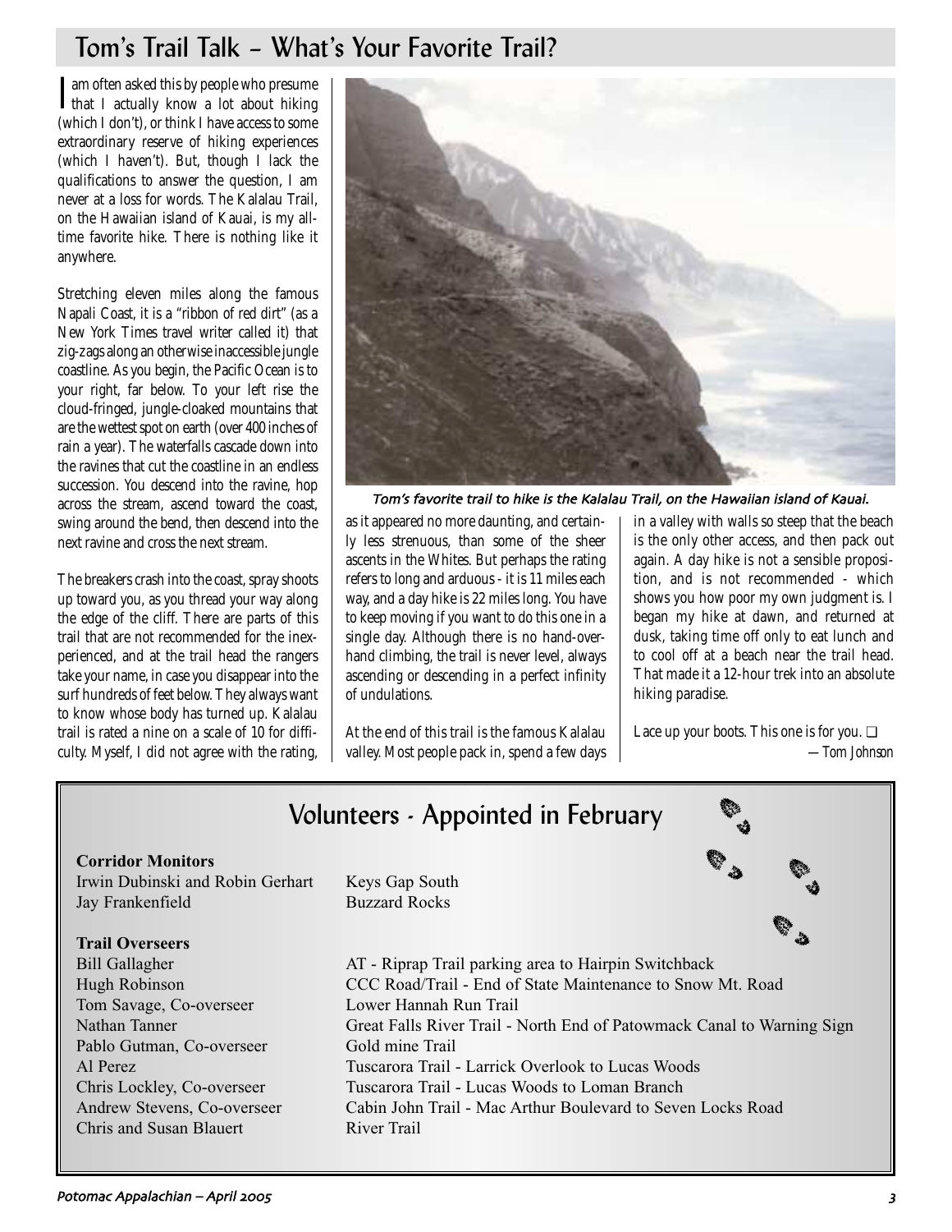## Tom's Trail Talk – What's Your Favorite Trail?

I am often asked this by people who presume that I actually know a lot about hiking (which I don't), or think I have access to some extraordinary reserve of hiking experiences (which I haven't). But, though I lack the qualifications to answer the question, I am never at a loss for words. The Kalalau Trail, on the Hawaiian island of Kauai, is my all-time favorite hike. There is nothing like it anywhere.

Stretching eleven miles along the famous Napali Coast, it is a "ribbon of red dirt" (as a New York Times travel writer called it) that zig-zags along an otherwise inaccessible jungle coastline. As you begin, the Pacific Ocean is to your right, far below. To your left rise the cloud-fringed, jungle-cloaked mountains that are the wettest spot on earth (over 400 inches of rain a year). The waterfalls cascade down into the ravines that cut the coastline in an endless succession. You descend into the ravine, hop across the stream, ascend toward the coast, swing around the bend, then descend into the next ravine and cross the next stream.

The breakers crash into the coast, spray shoots up toward you, as you thread your way along the edge of the cliff. There are parts of this trail that are not recommended for the inexperienced, and at the trail head the rangers take your name, in case you disappear into the surf hundreds of feet below. They always want to know whose body has turned up. Kalalau trail is rated a nine on a scale of 10 for difficulty. Myself, I did not agree with the rating, as it appeared no more daunting, and certainly less strenuous, than some of the sheer ascents in the Whites. But perhaps the rating refers to long and arduous - it is 11 miles each way, and a day hike is 22 miles long. You have to keep moving if you want to do this one in a single day. Although there is no hand-over-hand climbing, the trail is never level, always ascending or descending in a perfect infinity of undulations.

*Tom's favorite trail to hike is the Kalalau Trail, on the Hawaiian island of Kauai.*

At the end of this trail is the famous Kalalau valley. Most people pack in, spend a few days in a valley with walls so steep that the beach is the only other access, and then pack out again. A day hike is not a sensible proposition, and is not recommended - which shows you how poor my own judgment is. I began my hike at dawn, and returned at dusk, taking time off only to eat lunch and to cool off at a beach near the trail head. That made it a 12-hour trek into an absolute hiking paradise.

Lace up your boots. This one is for you. ❑

*—Tom Johnson*

## Volunteers - Appointed in February

**Corridor Monitors**

| | |
|---|---|
| Irwin Dubinski and Robin Gerhart | Keys Gap South |
| Jay Frankenfield | Buzzard Rocks |

**Trail Overseers**

| | |
|---|---|
| Bill Gallagher | AT - Riprap Trail parking area to Hairpin Switchback |
| Hugh Robinson | CCC Road/Trail - End of State Maintenance to Snow Mt. Road |
| Tom Savage, Co-overseer | Lower Hannah Run Trail |
| Nathan Tanner | Great Falls River Trail - North End of Patowmack Canal to Warning Sign |
| Pablo Gutman, Co-overseer | Gold mine Trail |
| Al Perez | Tuscarora Trail - Larrick Overlook to Lucas Woods |
| Chris Lockley, Co-overseer | Tuscarora Trail - Lucas Woods to Loman Branch |
| Andrew Stevens, Co-overseer | Cabin John Trail - Mac Arthur Boulevard to Seven Locks Road |
| Chris and Susan Blauert | River Trail |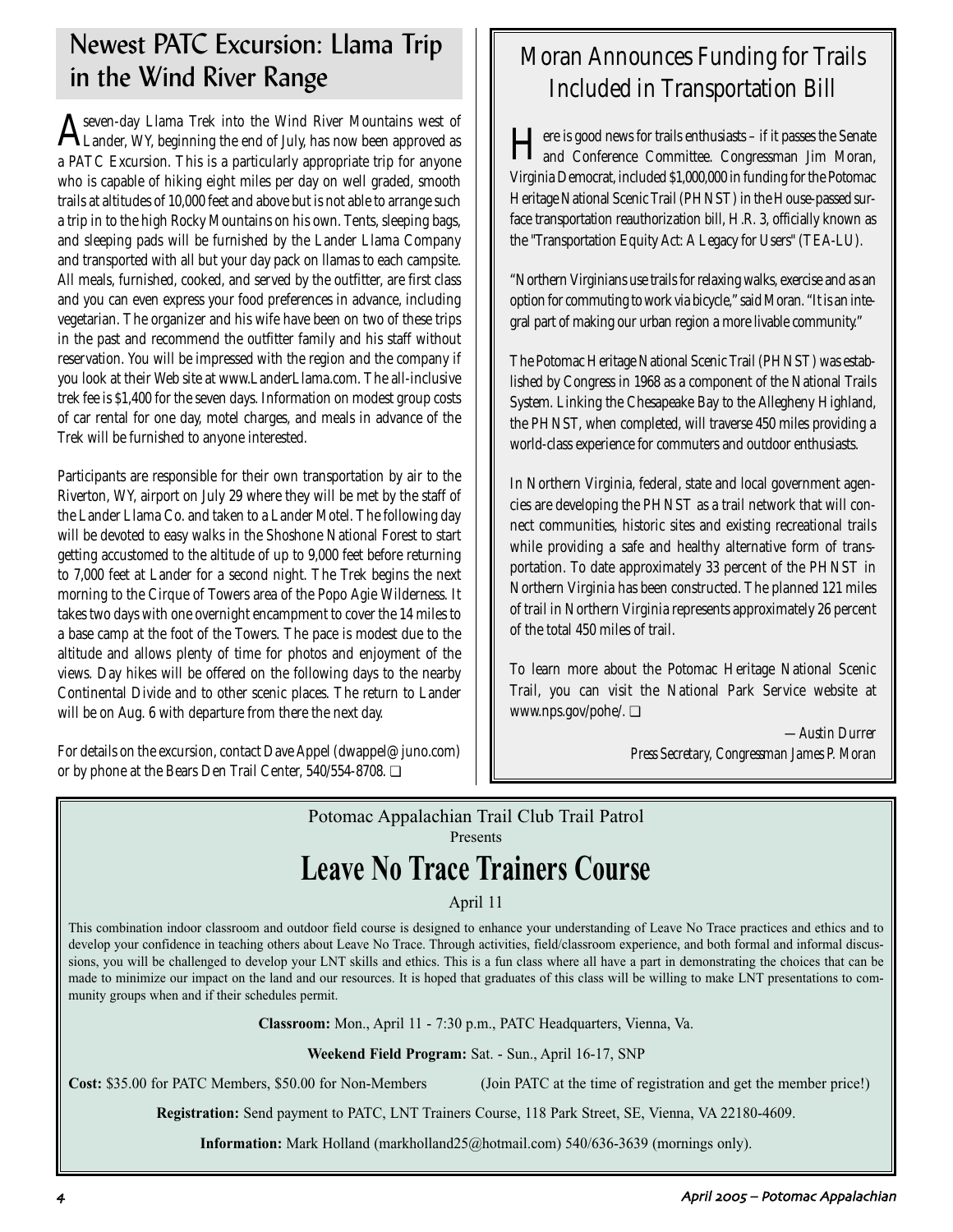## Newest PATC Excursion: Llama Trip in the Wind River Range

A seven-day Llama Trek into the Wind River Mountains west of Lander, WY, beginning the end of July, has now been approved as a PATC Excursion. This is a particularly appropriate trip for anyone who is capable of hiking eight miles per day on well graded, smooth trails at altitudes of 10,000 feet and above but is not able to arrange such a trip in to the high Rocky Mountains on his own. Tents, sleeping bags, and sleeping pads will be furnished by the Lander Llama Company and transported with all but your day pack on llamas to each campsite. All meals, furnished, cooked, and served by the outfitter, are first class and you can even express your food preferences in advance, including vegetarian. The organizer and his wife have been on two of these trips in the past and recommend the outfitter family and his staff without reservation. You will be impressed with the region and the company if you look at their Web site at www.LanderLlama.com. The all-inclusive trek fee is $1,400 for the seven days. Information on modest group costs of car rental for one day, motel charges, and meals in advance of the Trek will be furnished to anyone interested.

Participants are responsible for their own transportation by air to the Riverton, WY, airport on July 29 where they will be met by the staff of the Lander Llama Co. and taken to a Lander Motel. The following day will be devoted to easy walks in the Shoshone National Forest to start getting accustomed to the altitude of up to 9,000 feet before returning to 7,000 feet at Lander for a second night. The Trek begins the next morning to the Cirque of Towers area of the Popo Agie Wilderness. It takes two days with one overnight encampment to cover the 14 miles to a base camp at the foot of the Towers. The pace is modest due to the altitude and allows plenty of time for photos and enjoyment of the views. Day hikes will be offered on the following days to the nearby Continental Divide and to other scenic places. The return to Lander will be on Aug. 6 with departure from there the next day.

For details on the excursion, contact Dave Appel (dwappel@juno.com) or by phone at the Bears Den Trail Center, 540/554-8708. ❑

## Moran Announces Funding for Trails Included in Transportation Bill

Here is good news for trails enthusiasts – if it passes the Senate and Conference Committee. Congressman Jim Moran, Virginia Democrat, included $1,000,000 in funding for the Potomac Heritage National Scenic Trail (PHNST) in the House-passed surface transportation reauthorization bill, H.R. 3, officially known as the "Transportation Equity Act: A Legacy for Users" (TEA-LU).

"Northern Virginians use trails for relaxing walks, exercise and as an option for commuting to work via bicycle," said Moran. "It is an integral part of making our urban region a more livable community."

The Potomac Heritage National Scenic Trail (PHNST) was established by Congress in 1968 as a component of the National Trails System. Linking the Chesapeake Bay to the Allegheny Highland, the PHNST, when completed, will traverse 450 miles providing a world-class experience for commuters and outdoor enthusiasts.

In Northern Virginia, federal, state and local government agencies are developing the PHNST as a trail network that will connect communities, historic sites and existing recreational trails while providing a safe and healthy alternative form of transportation. To date approximately 33 percent of the PHNST in Northern Virginia has been constructed. The planned 121 miles of trail in Northern Virginia represents approximately 26 percent of the total 450 miles of trail.

To learn more about the Potomac Heritage National Scenic Trail, you can visit the National Park Service website at www.nps.gov/pohe/. ❑

*—Austin Durrer*
*Press Secretary, Congressman James P. Moran*

Potomac Appalachian Trail Club Trail Patrol
Presents

# Leave No Trace Trainers Course

April 11

This combination indoor classroom and outdoor field course is designed to enhance your understanding of Leave No Trace practices and ethics and to develop your confidence in teaching others about Leave No Trace. Through activities, field/classroom experience, and both formal and informal discussions, you will be challenged to develop your LNT skills and ethics. This is a fun class where all have a part in demonstrating the choices that can be made to minimize our impact on the land and our resources. It is hoped that graduates of this class will be willing to make LNT presentations to community groups when and if their schedules permit.

**Classroom:** Mon., April 11 - 7:30 p.m., PATC Headquarters, Vienna, Va.

**Weekend Field Program:** Sat. - Sun., April 16-17, SNP

**Cost:** $35.00 for PATC Members, $50.00 for Non-Members (Join PATC at the time of registration and get the member price!)

**Registration:** Send payment to PATC, LNT Trainers Course, 118 Park Street, SE, Vienna, VA 22180-4609.

**Information:** Mark Holland (markholland25@hotmail.com) 540/636-3639 (mornings only).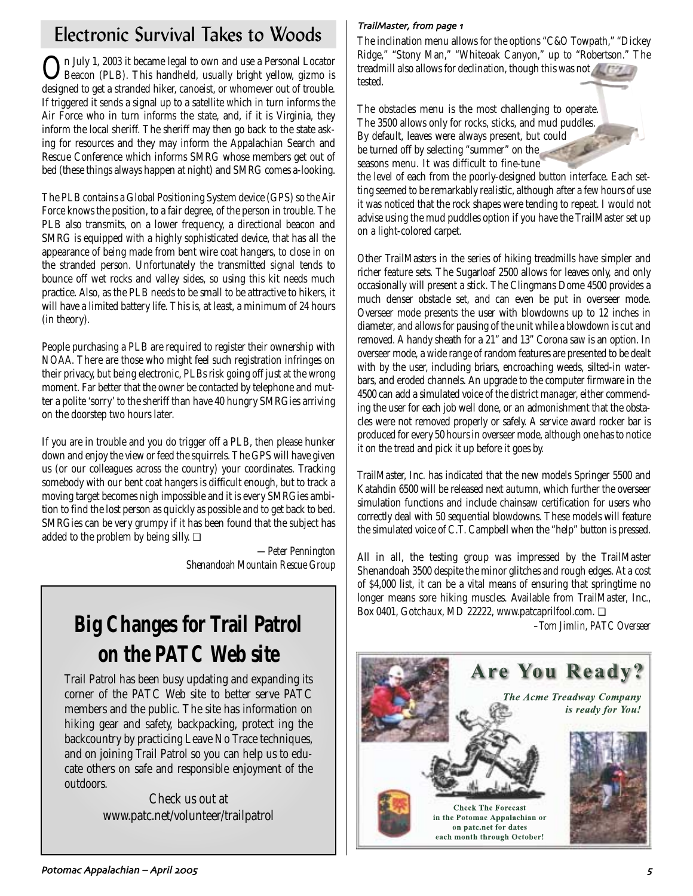## Electronic Survival Takes to Woods

On July 1, 2003 it became legal to own and use a Personal Locator Beacon (PLB). This handheld, usually bright yellow, gizmo is designed to get a stranded hiker, canoeist, or whomever out of trouble. If triggered it sends a signal up to a satellite which in turn informs the Air Force who in turn informs the state, and, if it is Virginia, they inform the local sheriff. The sheriff may then go back to the state asking for resources and they may inform the Appalachian Search and Rescue Conference which informs SMRG whose members get out of bed (these things always happen at night) and SMRG comes a-looking.

The PLB contains a Global Positioning System device (GPS) so the Air Force knows the position, to a fair degree, of the person in trouble. The PLB also transmits, on a lower frequency, a directional beacon and SMRG is equipped with a highly sophisticated device, that has all the appearance of being made from bent wire coat hangers, to close in on the stranded person. Unfortunately the transmitted signal tends to bounce off wet rocks and valley sides, so using this kit needs much practice. Also, as the PLB needs to be small to be attractive to hikers, it will have a limited battery life. This is, at least, a minimum of 24 hours (in theory).

People purchasing a PLB are required to register their ownership with NOAA. There are those who might feel such registration infringes on their privacy, but being electronic, PLBs risk going off just at the wrong moment. Far better that the owner be contacted by telephone and mutter a polite 'sorry' to the sheriff than have 40 hungry SMRGies arriving on the doorstep two hours later.

If you are in trouble and you do trigger off a PLB, then please hunker down and enjoy the view or feed the squirrels. The GPS will have given us (or our colleagues across the country) your coordinates. Tracking somebody with our bent coat hangers is difficult enough, but to track a moving target becomes nigh impossible and it is every SMRGies ambition to find the lost person as quickly as possible and to get back to bed. SMRGies can be very grumpy if it has been found that the subject has added to the problem by being silly. ❑

*—Peter Pennington*
*Shenandoah Mountain Rescue Group*

## Big Changes for Trail Patrol on the PATC Web site

Trail Patrol has been busy updating and expanding its corner of the PATC Web site to better serve PATC members and the public. The site has information on hiking gear and safety, backpacking, protect ing the backcountry by practicing Leave No Trace techniques, and on joining Trail Patrol so you can help us to educate others on safe and responsible enjoyment of the outdoors.

Check us out at
www.patc.net/volunteer/trailpatrol

*TrailMaster, from page 1*

The inclination menu allows for the options "C&O Towpath," "Dickey Ridge," "Stony Man," "Whiteoak Canyon," up to "Robertson." The treadmill also allows for declination, though this was not tested.

The obstacles menu is the most challenging to operate. The 3500 allows only for rocks, sticks, and mud puddles. By default, leaves were always present, but could be turned off by selecting "summer" on the seasons menu. It was difficult to fine-tune the level of each from the poorly-designed button interface. Each setting seemed to be remarkably realistic, although after a few hours of use it was noticed that the rock shapes were tending to repeat. I would not advise using the mud puddles option if you have the TrailMaster set up on a light-colored carpet.

Other TrailMasters in the series of hiking treadmills have simpler and richer feature sets. The Sugarloaf 2500 allows for leaves only, and only occasionally will present a stick. The Clingmans Dome 4500 provides a much denser obstacle set, and can even be put in overseer mode. Overseer mode presents the user with blowdowns up to 12 inches in diameter, and allows for pausing of the unit while a blowdown is cut and removed. A handy sheath for a 21" and 13" Corona saw is an option. In overseer mode, a wide range of random features are presented to be dealt with by the user, including briars, encroaching weeds, silted-in waterbars, and eroded channels. An upgrade to the computer firmware in the 4500 can add a simulated voice of the district manager, either commending the user for each job well done, or an admonishment that the obstacles were not removed properly or safely. A service award rocker bar is produced for every 50 hours in overseer mode, although one has to notice it on the tread and pick it up before it goes by.

TrailMaster, Inc. has indicated that the new models Springer 5500 and Katahdin 6500 will be released next autumn, which further the overseer simulation functions and include chainsaw certification for users who correctly deal with 50 sequential blowdowns. These models will feature the simulated voice of C.T. Campbell when the "help" button is pressed.

All in all, the testing group was impressed by the TrailMaster Shenandoah 3500 despite the minor glitches and rough edges. At a cost of $4,000 list, it can be a vital means of ensuring that springtime no longer means sore hiking muscles. Available from TrailMaster, Inc., Box 0401, Gotchaux, MD 22222, www.patcaprilfool.com. ❑

*–Tom Jimlin, PATC Overseer*

**Are You Ready?**

*The Acme Treadway Company is ready for You!*

**Check The Forecast in the Potomac Appalachian or on patc.net for dates each month through October!**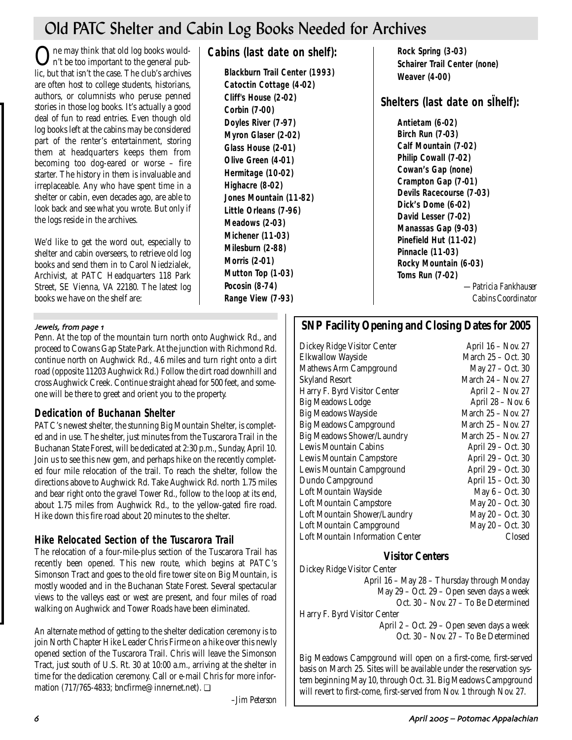# Old PATC Shelter and Cabin Log Books Needed for Archives

One may think that old log books wouldn't be too important to the general public, but that isn't the case. The club's archives are often host to college students, historians, authors, or columnists who peruse penned stories in those log books. It's actually a good deal of fun to read entries. Even though old log books left at the cabins may be considered part of the renter's entertainment, storing them at headquarters keeps them from becoming too dog-eared or worse – fire starter. The history in them is invaluable and irreplaceable. Any who have spent time in a shelter or cabin, even decades ago, are able to look back and see what you wrote. But only if the logs reside in the archives.

We'd like to get the word out, especially to shelter and cabin overseers, to retrieve old log books and send them in to Carol Niedzialek, Archivist, at PATC Headquarters 118 Park Street, SE Vienna, VA 22180. The latest log books we have on the shelf are:

### Cabins (last date on shelf):

**Blackburn Trail Center (1993)**
**Catoctin Cottage (4-02)**
**Cliff's House (2-02)**
**Corbin (7-00)**
**Doyles River (7-97)**
**Myron Glaser (2-02)**
**Glass House (2-01)**
**Olive Green (4-01)**
**Hermitage (10-02)**
**Highacre (8-02)**
**Jones Mountain (11-82)**
**Little Orleans (7-96)**
**Meadows (2-03)**
**Michener (11-03)**
**Milesburn (2-88)**
**Morris (2-01)**
**Mutton Top (1-03)**
**Pocosin (8-74)**
**Range View (7-93)**
**Rock Spring (3-03)**
**Schairer Trail Center (none)**
**Weaver (4-00)**

### Shelters (last date on shelf):

**Antietam (6-02)**
**Birch Run (7-03)**
**Calf Mountain (7-02)**
**Philip Cowall (7-02)**
**Cowan's Gap (none)**
**Crampton Gap (7-01)**
**Devils Racecourse (7-03)**
**Dick's Dome (6-02)**
**David Lesser (7-02)**
**Manassas Gap (9-03)**
**Pinefield Hut (11-02)**
**Pinnacle (11-03)**
**Rocky Mountain (6-03)**
**Toms Run (7-02)**

*—Patricia Fankhauser*
*Cabins Coordinator*

*Jewels, from page 1*

Penn. At the top of the mountain turn north onto Aughwick Rd., and proceed to Cowans Gap State Park. At the junction with Richmond Rd. continue north on Aughwick Rd., 4.6 miles and turn right onto a dirt road (opposite 11203 Aughwick Rd.) Follow the dirt road downhill and cross Aughwick Creek. Continue straight ahead for 500 feet, and someone will be there to greet and orient you to the property.

### Dedication of Buchanan Shelter

PATC's newest shelter, the stunning Big Mountain Shelter, is completed and in use. The shelter, just minutes from the Tuscarora Trail in the Buchanan State Forest, will be dedicated at 2:30 p.m., Sunday, April 10. Join us to see this new gem, and perhaps hike on the recently completed four mile relocation of the trail. To reach the shelter, follow the directions above to Aughwick Rd. Take Aughwick Rd. north 1.75 miles and bear right onto the gravel Tower Rd., follow to the loop at its end, about 1.75 miles from Aughwick Rd., to the yellow-gated fire road. Hike down this fire road about 20 minutes to the shelter.

### Hike Relocated Section of the Tuscarora Trail

The relocation of a four-mile-plus section of the Tuscarora Trail has recently been opened. This new route, which begins at PATC's Simonson Tract and goes to the old fire tower site on Big Mountain, is mostly wooded and in the Buchanan State Forest. Several spectacular views to the valleys east or west are present, and four miles of road walking on Aughwick and Tower Roads have been eliminated.

An alternate method of getting to the shelter dedication ceremony is to join North Chapter Hike Leader Chris Firme on a hike over this newly opened section of the Tuscarora Trail. Chris will leave the Simonson Tract, just south of U.S. Rt. 30 at 10:00 a.m., arriving at the shelter in time for the dedication ceremony. Call or e-mail Chris for more information (717/765-4833; bncfirme@innernet.net). ❑

*–Jim Peterson*

## SNP Facility Opening and Closing Dates for 2005

| Facility | Dates |
|---|---|
| Dickey Ridge Visitor Center | April 16 – Nov. 27 |
| Elkwallow Wayside | March 25 – Oct. 30 |
| Mathews Arm Campground | May 27 – Oct. 30 |
| Skyland Resort | March 24 – Nov. 27 |
| Harry F. Byrd Visitor Center | April 2 – Nov. 27 |
| Big Meadows Lodge | April 28 – Nov. 6 |
| Big Meadows Wayside | March 25 – Nov. 27 |
| Big Meadows Campground | March 25 – Nov. 27 |
| Big Meadows Shower/Laundry | March 25 – Nov. 27 |
| Lewis Mountain Cabins | April 29 – Oct. 30 |
| Lewis Mountain Campstore | April 29 – Oct. 30 |
| Lewis Mountain Campground | April 29 – Oct. 30 |
| Dundo Campground | April 15 – Oct. 30 |
| Loft Mountain Wayside | May 6 – Oct. 30 |
| Loft Mountain Campstore | May 20 – Oct. 30 |
| Loft Mountain Shower/Laundry | May 20 – Oct. 30 |
| Loft Mountain Campground | May 20 – Oct. 30 |
| Loft Mountain Information Center | Closed |

### Visitor Centers

Dickey Ridge Visitor Center
April 16 – May 28 – Thursday through Monday
May 29 – Oct. 29 – Open seven days a week
Oct. 30 – Nov. 27 – To Be Determined

Harry F. Byrd Visitor Center
April 2 – Oct. 29 – Open seven days a week
Oct. 30 – Nov. 27 – To Be Determined

Big Meadows Campground will open on a first-come, first-served basis on March 25. Sites will be available under the reservation system beginning May 10, through Oct. 31. Big Meadows Campground will revert to first-come, first-served from Nov. 1 through Nov. 27.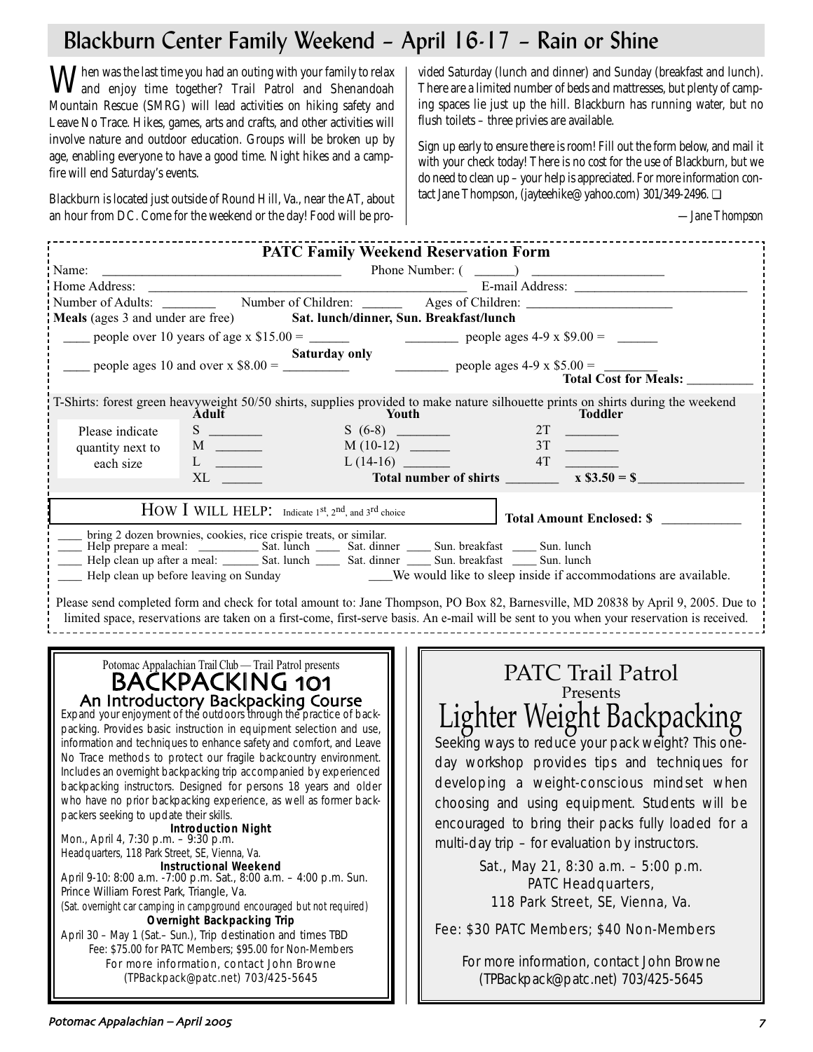# Blackburn Center Family Weekend – April 16-17 – Rain or Shine

When was the last time you had an outing with your family to relax and enjoy time together? Trail Patrol and Shenandoah Mountain Rescue (SMRG) will lead activities on hiking safety and Leave No Trace. Hikes, games, arts and crafts, and other activities will involve nature and outdoor education. Groups will be broken up by age, enabling everyone to have a good time. Night hikes and a campfire will end Saturday's events.

Blackburn is located just outside of Round Hill, Va., near the AT, about an hour from DC. Come for the weekend or the day! Food will be provided Saturday (lunch and dinner) and Sunday (breakfast and lunch). There are a limited number of beds and mattresses, but plenty of camping spaces lie just up the hill. Blackburn has running water, but no flush toilets – three privies are available.

Sign up early to ensure there is room! Fill out the form below, and mail it with your check today! There is no cost for the use of Blackburn, but we do need to clean up – your help is appreciated. For more information contact Jane Thompson, (jayteehike@yahoo.com) 301/349-2496. ❑

*—Jane Thompson*

## PATC Family Weekend Reservation Form

Name: ______________________ Phone Number: ( ______ ) ____________________

Home Address: ______________________ E-mail Address: ______________________

Number of Adults: ________ Number of Children: ______ Ages of Children: ______________________

**Meals** (ages 3 and under are free) **Sat. lunch/dinner, Sun. Breakfast/lunch**

____ people over 10 years of age x $15.00 = ______ ________ people ages 4-9 x $9.00 = ______

**Saturday only**

____ people ages 10 and over x $8.00 = __________ ________ people ages 4-9 x $5.00 = ________

**Total Cost for Meals:** __________

T-Shirts: forest green heavyweight 50/50 shirts, supplies provided to make nature silhouette prints on shirts during the weekend

| | Adult | Youth | Toddler |
|---|---|---|---|
| Please indicate quantity next to each size | S ________ | S (6-8) ________ | 2T ________ |
| | M ________ | M (10-12) ______ | 3T ________ |
| | L ________ | L (14-16) ______ | 4T ________ |
| | XL ______ | **Total number of shirts** ________ | **x $3.50 = $**________________ |

HOW I WILL HELP: Indicate 1st, 2nd, and 3rd choice

**Total Amount Enclosed: $** ____________

____ bring 2 dozen brownies, cookies, rice crispie treats, or similar.
____ Help prepare a meal: __________ Sat. lunch ____ Sat. dinner ____ Sun. breakfast ____ Sun. lunch
____ Help clean up after a meal: ______ Sat. lunch ____ Sat. dinner ____ Sun. breakfast ____ Sun. lunch
____ Help clean up before leaving on Sunday ____We would like to sleep inside if accommodations are available.

Please send completed form and check for total amount to: Jane Thompson, PO Box 82, Barnesville, MD 20838 by April 9, 2005. Due to limited space, reservations are taken on a first-come, first-serve basis. An e-mail will be sent to you when your reservation is received.

---

Potomac Appalachian Trail Club — Trail Patrol presents

## BACKPACKING 101

### An Introductory Backpacking Course

Expand your enjoyment of the outdoors through the practice of backpacking. Provides basic instruction in equipment selection and use, information and techniques to enhance safety and comfort, and Leave No Trace methods to protect our fragile backcountry environment. Includes an overnight backpacking trip accompanied by experienced backpacking instructors. Designed for persons 18 years and older who have no prior backpacking experience, as well as former backpackers seeking to update their skills.

**Introduction Night**
Mon., April 4, 7:30 p.m. – 9:30 p.m.
Headquarters, 118 Park Street, SE, Vienna, Va.

**Instructional Weekend**
April 9-10: 8:00 a.m. -7:00 p.m. Sat., 8:00 a.m. – 4:00 p.m. Sun.
Prince William Forest Park, Triangle, Va.
(Sat. overnight car camping in campground encouraged but not required)

**Overnight Backpacking Trip**
April 30 – May 1 (Sat.– Sun.), Trip destination and times TBD
Fee: $75.00 for PATC Members; $95.00 for Non-Members

For more information, contact John Browne
(TPBackpack@patc.net) 703/425-5645

---

PATC Trail Patrol
Presents

## Lighter Weight Backpacking

Seeking ways to reduce your pack weight? This one-day workshop provides tips and techniques for developing a weight-conscious mindset when choosing and using equipment. Students will be encouraged to bring their packs fully loaded for a multi-day trip – for evaluation by instructors.

Sat., May 21, 8:30 a.m. – 5:00 p.m.
PATC Headquarters,
118 Park Street, SE, Vienna, Va.

Fee: $30 PATC Members; $40 Non-Members

For more information, contact John Browne
(TPBackpack@patc.net) 703/425-5645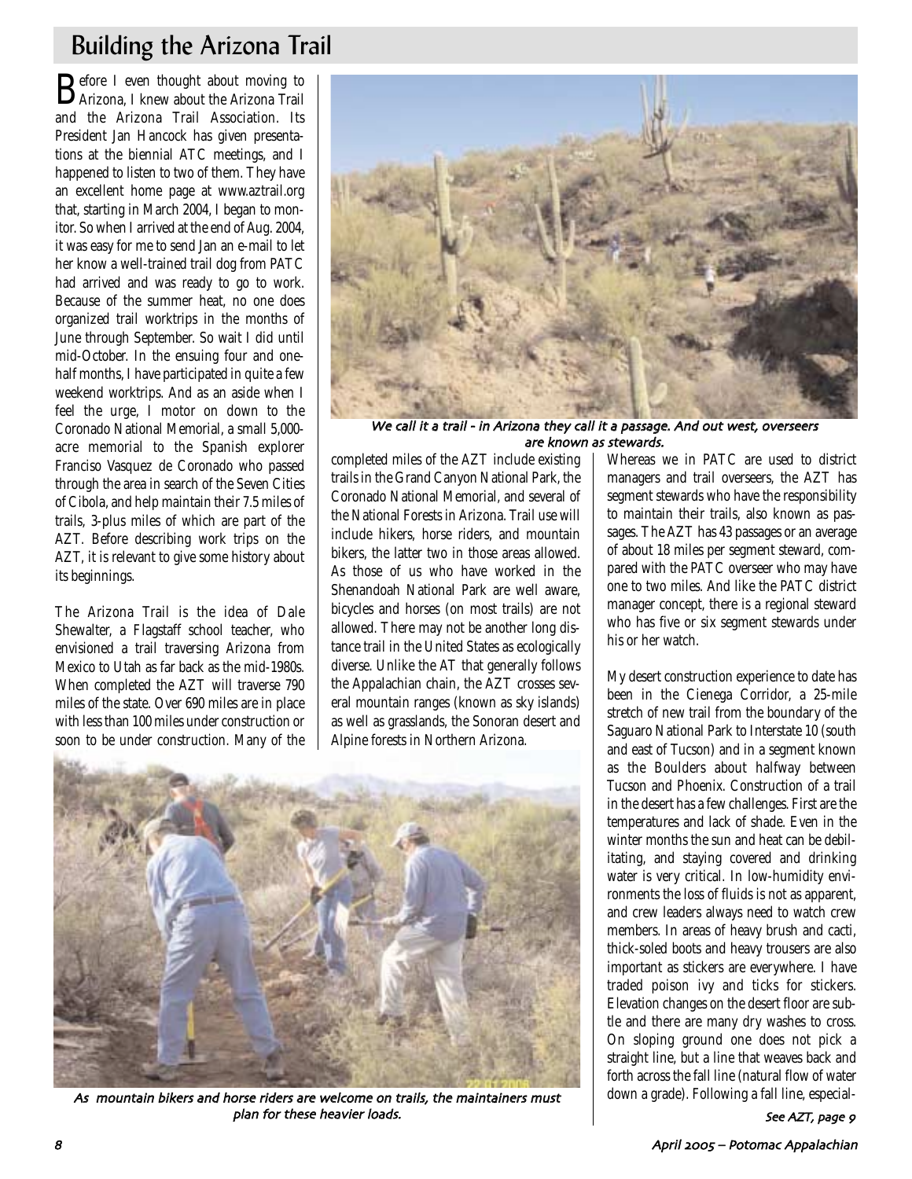# Building the Arizona Trail

Before I even thought about moving to Arizona, I knew about the Arizona Trail and the Arizona Trail Association. Its President Jan Hancock has given presentations at the biennial ATC meetings, and I happened to listen to two of them. They have an excellent home page at www.aztrail.org that, starting in March 2004, I began to monitor. So when I arrived at the end of Aug. 2004, it was easy for me to send Jan an e-mail to let her know a well-trained trail dog from PATC had arrived and was ready to go to work. Because of the summer heat, no one does organized trail worktrips in the months of June through September. So wait I did until mid-October. In the ensuing four and one-half months, I have participated in quite a few weekend worktrips. And as an aside when I feel the urge, I motor on down to the Coronado National Memorial, a small 5,000-acre memorial to the Spanish explorer Francisco Vasquez de Coronado who passed through the area in search of the Seven Cities of Cibola, and help maintain their 7.5 miles of trails, 3-plus miles of which are part of the AZT. Before describing work trips on the AZT, it is relevant to give some history about its beginnings.

The Arizona Trail is the idea of Dale Shewalter, a Flagstaff school teacher, who envisioned a trail traversing Arizona from Mexico to Utah as far back as the mid-1980s. When completed the AZT will traverse 790 miles of the state. Over 690 miles are in place with less than 100 miles under construction or soon to be under construction. Many of the completed miles of the AZT include existing trails in the Grand Canyon National Park, the Coronado National Memorial, and several of the National Forests in Arizona. Trail use will include hikers, horse riders, and mountain bikers, the latter two in those areas allowed. As those of us who have worked in the Shenandoah National Park are well aware, bicycles and horses (on most trails) are not allowed. There may not be another long distance trail in the United States as ecologically diverse. Unlike the AT that generally follows the Appalachian chain, the AZT crosses several mountain ranges (known as sky islands) as well as grasslands, the Sonoran desert and Alpine forests in Northern Arizona.

*We call it a trail - in Arizona they call it a passage. And out west, overseers are known as stewards.*

Whereas we in PATC are used to district managers and trail overseers, the AZT has segment stewards who have the responsibility to maintain their trails, also known as passages. The AZT has 43 passages or an average of about 18 miles per segment steward, compared with the PATC overseer who may have one to two miles. And like the PATC district manager concept, there is a regional steward who has five or six segment stewards under his or her watch.

My desert construction experience to date has been in the Cienega Corridor, a 25-mile stretch of new trail from the boundary of the Saguaro National Park to Interstate 10 (south and east of Tucson) and in a segment known as the Boulders about halfway between Tucson and Phoenix. Construction of a trail in the desert has a few challenges. First are the temperatures and lack of shade. Even in the winter months the sun and heat can be debilitating, and staying covered and drinking water is very critical. In low-humidity environments the loss of fluids is not as apparent, and crew leaders always need to watch crew members. In areas of heavy brush and cacti, thick-soled boots and heavy trousers are also important as stickers are everywhere. I have traded poison ivy and ticks for stickers. Elevation changes on the desert floor are subtle and there are many dry washes to cross. On sloping ground one does not pick a straight line, but a line that weaves back and forth across the fall line (natural flow of water down a grade). Following a fall line, especial-

*See AZT, page 9*

*As mountain bikers and horse riders are welcome on trails, the maintainers must plan for these heavier loads.*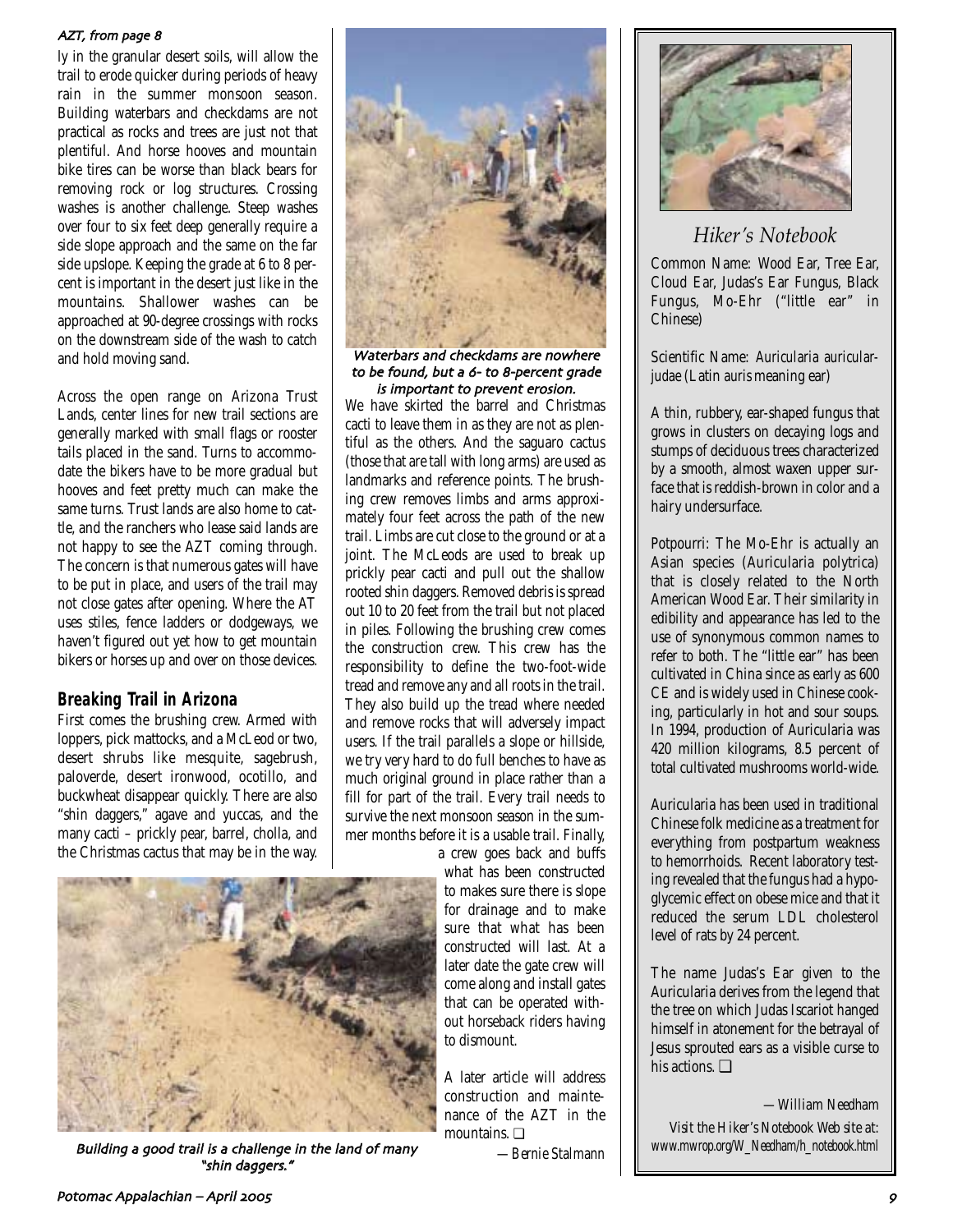AZT, from page 8

ly in the granular desert soils, will allow the trail to erode quicker during periods of heavy rain in the summer monsoon season. Building waterbars and checkdams are not practical as rocks and trees are just not that plentiful. And horse hooves and mountain bike tires can be worse than black bears for removing rock or log structures. Crossing washes is another challenge. Steep washes over four to six feet deep generally require a side slope approach and the same on the far side upslope. Keeping the grade at 6 to 8 percent is important in the desert just like in the mountains. Shallower washes can be approached at 90-degree crossings with rocks on the downstream side of the wash to catch and hold moving sand.

Across the open range on Arizona Trust Lands, center lines for new trail sections are generally marked with small flags or rooster tails placed in the sand. Turns to accommodate the bikers have to be more gradual but hooves and feet pretty much can make the same turns. Trust lands are also home to cattle, and the ranchers who lease said lands are not happy to see the AZT coming through. The concern is that numerous gates will have to be put in place, and users of the trail may not close gates after opening. Where the AT uses stiles, fence ladders or dodgeways, we haven't figured out yet how to get mountain bikers or horses up and over on those devices.

## Breaking Trail in Arizona

First comes the brushing crew. Armed with loppers, pick mattocks, and a McLeod or two, desert shrubs like mesquite, sagebrush, paloverde, desert ironwood, ocotillo, and buckwheat disappear quickly. There are also "shin daggers," agave and yuccas, and the many cacti – prickly pear, barrel, cholla, and the Christmas cactus that may be in the way.

*Waterbars and checkdams are nowhere to be found, but a 6- to 8-percent grade is important to prevent erosion.*

We have skirted the barrel and Christmas cacti to leave them in as they are not as plentiful as the others. And the saguaro cactus (those that are tall with long arms) are used as landmarks and reference points. The brushing crew removes limbs and arms approximately four feet across the path of the new trail. Limbs are cut close to the ground or at a joint. The McLeods are used to break up prickly pear cacti and pull out the shallow rooted shin daggers. Removed debris is spread out 10 to 20 feet from the trail but not placed in piles. Following the brushing crew comes the construction crew. This crew has the responsibility to define the two-foot-wide tread and remove any and all roots in the trail. They also build up the tread where needed and remove rocks that will adversely impact users. If the trail parallels a slope or hillside, we try very hard to do full benches to have as much original ground in place rather than a fill for part of the trail. Every trail needs to survive the next monsoon season in the summer months before it is a usable trail. Finally, a crew goes back and buffs what has been constructed to makes sure there is slope for drainage and to make sure that what has been constructed will last. At a later date the gate crew will come along and install gates that can be operated without horseback riders having to dismount.

A later article will address construction and maintenance of the AZT in the mountains. ❑

*—Bernie Stalmann*

*Building a good trail is a challenge in the land of many "shin daggers."*

---

## *Hiker's Notebook*

Common Name: Wood Ear, Tree Ear, Cloud Ear, Judas's Ear Fungus, Black Fungus, Mo-Ehr ("little ear" in Chinese)

Scientific Name: *Auricularia auricular-judae* (Latin *auris* meaning ear)

A thin, rubbery, ear-shaped fungus that grows in clusters on decaying logs and stumps of deciduous trees characterized by a smooth, almost waxen upper surface that is reddish-brown in color and a hairy undersurface.

Potpourri: The Mo-Ehr is actually an Asian species (*Auricularia polytrica*) that is closely related to the North American Wood Ear. Their similarity in edibility and appearance has led to the use of synonymous common names to refer to both. The "little ear" has been cultivated in China since as early as 600 CE and is widely used in Chinese cooking, particularly in hot and sour soups. In 1994, production of Auricularia was 420 million kilograms, 8.5 percent of total cultivated mushrooms world-wide.

Auricularia has been used in traditional Chinese folk medicine as a treatment for everything from postpartum weakness to hemorrhoids. Recent laboratory testing revealed that the fungus had a hypoglycemic effect on obese mice and that it reduced the serum LDL cholesterol level of rats by 24 percent.

The name Judas's Ear given to the Auricularia derives from the legend that the tree on which Judas Iscariot hanged himself in atonement for the betrayal of Jesus sprouted ears as a visible curse to his actions. ❑

*—William Needham*

Visit the Hiker's Notebook Web site at: www.mwrop.org/W_Needham/h_notebook.html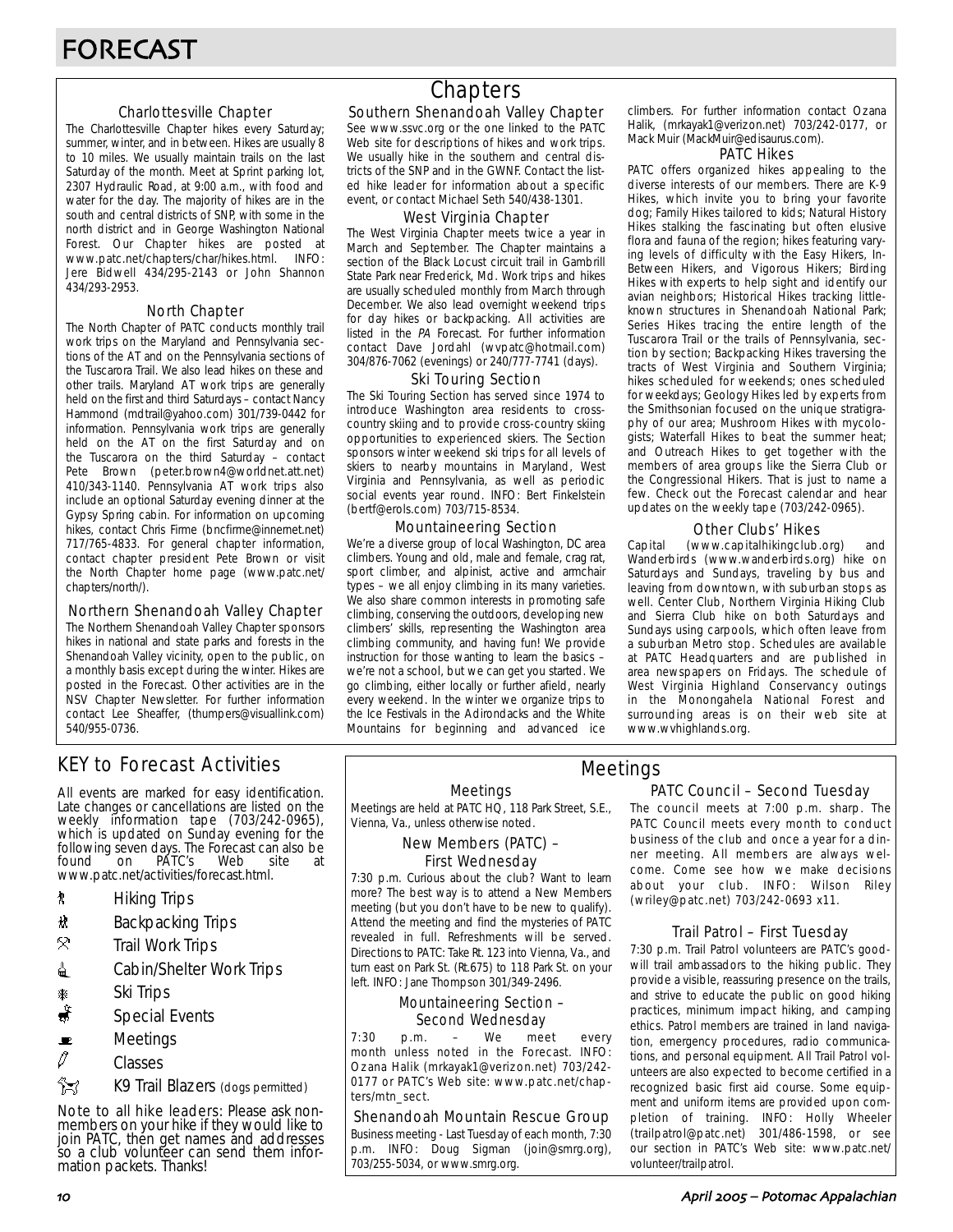# FORECAST

## Chapters

### Charlottesville Chapter

The Charlottesville Chapter hikes every Saturday; summer, winter, and in between. Hikes are usually 8 to 10 miles. We usually maintain trails on the last Saturday of the month. Meet at Sprint parking lot, 2307 Hydraulic Road, at 9:00 a.m., with food and water for the day. The majority of hikes are in the south and central districts of SNP, with some in the north district and in George Washington National Forest. Our Chapter hikes are posted at www.patc.net/chapters/char/hikes.html. INFO: Jere Bidwell 434/295-2143 or John Shannon 434/293-2953.

### North Chapter

The North Chapter of PATC conducts monthly trail work trips on the Maryland and Pennsylvania sections of the AT and on the Pennsylvania sections of the Tuscarora Trail. We also lead hikes on these and other trails. Maryland AT work trips are generally held on the first and third Saturdays – contact Nancy Hammond (mdtrail@yahoo.com) 301/739-0442 for information. Pennsylvania work trips are generally held on the AT on the first Saturday and on the Tuscarora on the third Saturday – contact Pete Brown (peter.brown4@worldnet.att.net) 410/343-1140. Pennsylvania AT work trips also include an optional Saturday evening dinner at the Gypsy Spring cabin. For information on upcoming hikes, contact Chris Firme (bncfirme@innernet.net) 717/765-4833. For general chapter information, contact chapter president Pete Brown or visit the North Chapter home page (www.patc.net/chapters/north/).

### Northern Shenandoah Valley Chapter

The Northern Shenandoah Valley Chapter sponsors hikes in national and state parks and forests in the Shenandoah Valley vicinity, open to the public, on a monthly basis except during the winter. Hikes are posted in the Forecast. Other activities are in the NSV Chapter Newsletter. For further information contact Lee Sheaffer, (thumpers@visuallink.com) 540/955-0736.

### Southern Shenandoah Valley Chapter

See www.ssvc.org or the one linked to the PATC Web site for descriptions of hikes and work trips. We usually hike in the southern and central districts of the SNP and in the GWNF. Contact the listed hike leader for information about a specific event, or contact Michael Seth 540/438-1301.

### West Virginia Chapter

The West Virginia Chapter meets twice a year in March and September. The Chapter maintains a section of the Black Locust circuit trail in Gambrill State Park near Frederick, Md. Work trips and hikes are usually scheduled monthly from March through December. We also lead overnight weekend trips for day hikes or backpacking. All activities are listed in the *PA* Forecast. For further information contact Dave Jordahl (wvpatc@hotmail.com) 304/876-7062 (evenings) or 240/777-7741 (days).

### Ski Touring Section

The Ski Touring Section has served since 1974 to introduce Washington area residents to cross-country skiing and to provide cross-country skiing opportunities to experienced skiers. The Section sponsors winter weekend ski trips for all levels of skiers to nearby mountains in Maryland, West Virginia and Pennsylvania, as well as periodic social events year round. INFO: Bert Finkelstein (bertf@erols.com) 703/715-8534.

### Mountaineering Section

We're a diverse group of local Washington, DC area climbers. Young and old, male and female, crag rat, sport climber, and alpinist, active and armchair types – we all enjoy climbing in its many varieties. We also share common interests in promoting safe climbing, conserving the outdoors, developing new climbers' skills, representing the Washington area climbing community, and having fun! We provide instruction for those wanting to learn the basics – we're not a school, but we can get you started. We go climbing, either locally or further afield, nearly every weekend. In the winter we organize trips to the Ice Festivals in the Adirondacks and the White Mountains for beginning and advanced ice climbers. For further information contact Ozana Halik, (mrkayak1@verizon.net) 703/242-0177, or Mack Muir (MackMuir@edisaurus.com).

### PATC Hikes

PATC offers organized hikes appealing to the diverse interests of our members. There are K-9 Hikes, which invite you to bring your favorite dog; Family Hikes tailored to kids; Natural History Hikes stalking the fascinating but often elusive flora and fauna of the region; hikes featuring varying levels of difficulty with the Easy Hikers, In-Between Hikers, and Vigorous Hikers; Birding Hikes with experts to help sight and identify our avian neighbors; Historical Hikes tracking little-known structures in Shenandoah National Park; Series Hikes tracing the entire length of the Tuscarora Trail or the trails of Pennsylvania, section by section; Backpacking Hikes traversing the tracts of West Virginia and Southern Virginia; hikes scheduled for weekends; ones scheduled for weekdays; Geology Hikes led by experts from the Smithsonian focused on the unique stratigraphy of our area; Mushroom Hikes with mycologists; Waterfall Hikes to beat the summer heat; and Outreach Hikes to get together with the members of area groups like the Sierra Club or the Congressional Hikers. That is just to name a few. Check out the Forecast calendar and hear updates on the weekly tape (703/242-0965).

### Other Clubs' Hikes

Capital (www.capitalhikingclub.org) and Wanderbirds (www.wanderbirds.org) hike on Saturdays and Sundays, traveling by bus and leaving from downtown, with suburban stops as well. Center Club, Northern Virginia Hiking Club and Sierra Club hike on both Saturdays and Sundays using carpools, which often leave from a suburban Metro stop. Schedules are available at PATC Headquarters and are published in area newspapers on Fridays. The schedule of West Virginia Highland Conservancy outings in the Monongahela National Forest and surrounding areas is on their web site at www.wvhighlands.org.

## KEY to Forecast Activities

All events are marked for easy identification. Late changes or cancellations are listed on the weekly information tape (703/242-0965), which is updated on Sunday evening for the following seven days. The Forecast can also be found on PATC's Web site at www.patc.net/activities/forecast.html.

- Hiking Trips
- Backpacking Trips
- Trail Work Trips
- Cabin/Shelter Work Trips
- Ski Trips
- Special Events
- Meetings
- Classes
- K9 Trail Blazers (dogs permitted)

Note to all hike leaders: Please ask nonmembers on your hike if they would like to join PATC, then get names and addresses so a club volunteer can send them information packets. Thanks!

## Meetings

### Meetings

Meetings are held at PATC HQ, 118 Park Street, S.E., Vienna, Va., unless otherwise noted.

### New Members (PATC) – First Wednesday

7:30 p.m. Curious about the club? Want to learn more? The best way is to attend a New Members meeting (but you don't have to be new to qualify). Attend the meeting and find the mysteries of PATC revealed in full. Refreshments will be served. Directions to PATC: Take Rt. 123 into Vienna, Va., and turn east on Park St. (Rt.675) to 118 Park St. on your left. INFO: Jane Thompson 301/349-2496.

### Mountaineering Section – Second Wednesday

7:30 p.m. – We meet every month unless noted in the Forecast. INFO: Ozana Halik (mrkayak1@verizon.net) 703/242-0177 or PATC's Web site: www.patc.net/chapters/mtn_sect.

### Shenandoah Mountain Rescue Group

Business meeting - Last Tuesday of each month, 7:30 p.m. INFO: Doug Sigman (join@smrg.org), 703/255-5034, or www.smrg.org.

### PATC Council – Second Tuesday

The council meets at 7:00 p.m. sharp. The PATC Council meets every month to conduct business of the club and once a year for a dinner meeting. All members are always welcome. Come see how we make decisions about your club. INFO: Wilson Riley (wriley@patc.net) 703/242-0693 x11.

### Trail Patrol – First Tuesday

7:30 p.m. Trail Patrol volunteers are PATC's goodwill trail ambassadors to the hiking public. They provide a visible, reassuring presence on the trails, and strive to educate the public on good hiking practices, minimum impact hiking, and camping ethics. Patrol members are trained in land navigation, emergency procedures, radio communications, and personal equipment. All Trail Patrol volunteers are also expected to become certified in a recognized basic first aid course. Some equipment and uniform items are provided upon completion of training. INFO: Holly Wheeler (trailpatrol@patc.net) 301/486-1598, or see our section in PATC's Web site: www.patc.net/volunteer/trailpatrol.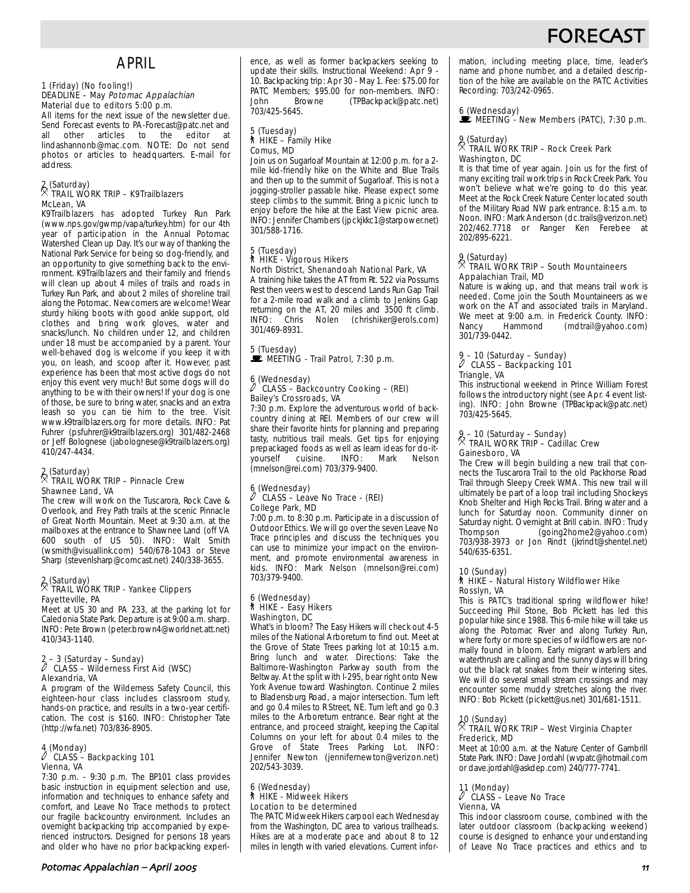# FORECAST

## APRIL

1 (Friday) (No fooling!)
DEADLINE – May *Potomac Appalachian*
Material due to editors 5:00 p.m.
All items for the next issue of the newsletter due. Send Forecast events to PA-Forecast@patc.net and all other articles to the editor at lindashannonb@mac.com. NOTE: Do not send photos or articles to headquarters. E-mail for address.

2 (Saturday)
TRAIL WORK TRIP – K9Trailblazers
McLean, VA
K9Trailblazers has adopted Turkey Run Park (www.nps.gov/gwmp/vapa/turkey.htm) for our 4th year of participation in the Annual Potomac Watershed Clean up Day. It's our way of thanking the National Park Service for being so dog-friendly, and an opportunity to give something back to the environment. K9Trailblazers and their family and friends will clean up about 4 miles of trails and roads in Turkey Run Park, and about 2 miles of shoreline trail along the Potomac. Newcomers are welcome! Wear sturdy hiking boots with good ankle support, old clothes and bring work gloves, water and snacks/lunch. No children under 12, and children under 18 must be accompanied by a parent. Your well-behaved dog is welcome if you keep it with you, on leash, and scoop after it. However, past experience has been that most active dogs do not enjoy this event very much! But some dogs will do anything to be with their owners! If your dog is one of those, be sure to bring water, snacks and an extra leash so you can tie him to the tree. Visit www.k9trailblazers.org for more details. INFO: Pat Fuhrer (psfuhrer@k9trailblazers.org) 301/482-2468 or Jeff Bolognese (jabolognese@k9trailblazers.org) 410/247-4434.

2 (Saturday)
TRAIL WORK TRIP – Pinnacle Crew
Shawnee Land, VA
The crew will work on the Tuscarora, Rock Cave & Overlook, and Frey Path trails at the scenic Pinnacle of Great North Mountain. Meet at 9:30 a.m. at the mailboxes at the entrance to Shawnee Land (off VA 600 south of US 50). INFO: Walt Smith (wsmith@visuallink.com) 540/678-1043 or Steve Sharp (stevenlsharp@comcast.net) 240/338-3655.

2 (Saturday)
TRAIL WORK TRIP - Yankee Clippers
Fayetteville, PA
Meet at US 30 and PA 233, at the parking lot for Caledonia State Park. Departure is at 9:00 a.m. sharp. INFO: Pete Brown (peter.brown4@worldnet.att.net) 410/343-1140.

2 – 3 (Saturday – Sunday)
CLASS – Wilderness First Aid (WSC)
Alexandria, VA
A program of the Wilderness Safety Council, this eighteen-hour class includes classroom study, hands-on practice, and results in a two-year certification. The cost is $160. INFO: Christopher Tate (http://wfa.net) 703/836-8905.

4 (Monday)
CLASS – Backpacking 101
Vienna, VA
7:30 p.m. - 9:30 p.m. The BP101 class provides basic instruction in equipment selection and use, information and techniques to enhance safety and comfort, and Leave No Trace methods to protect our fragile backcountry environment. Includes an overnight backpacking trip accompanied by experienced instructors. Designed for persons 18 years and older who have no prior backpacking experience, as well as former backpackers seeking to update their skills. Instructional Weekend: Apr 9 - 10. Backpacking trip: Apr 30 - May 1. Fee: $75.00 for PATC Members; $95.00 for non-members. INFO: John Browne (TPBackpack@patc.net) 703/425-5645.

5 (Tuesday)
HIKE – Family Hike
Comus, MD
Join us on Sugarloaf Mountain at 12:00 p.m. for a 2-mile kid-friendly hike on the White and Blue Trails and then up to the summit of Sugarloaf. This is not a jogging-stroller passable hike. Please expect some steep climbs to the summit. Bring a picnic lunch to enjoy before the hike at the East View picnic area. INFO: Jennifer Chambers (jpckjkkc1@starpower.net) 301/588-1716.

5 (Tuesday)
HIKE - Vigorous Hikers
North District, Shenandoah National Park, VA
A training hike takes the AT from Rt. 522 via Possums Rest then veers west to descend Lands Run Gap Trail for a 2-mile road walk and a climb to Jenkins Gap returning on the AT, 20 miles and 3500 ft climb. INFO: Chris Nolen (chrishiker@erols.com) 301/469-8931.

5 (Tuesday)
MEETING - Trail Patrol, 7:30 p.m.

6 (Wednesday)
CLASS – Backcountry Cooking – (REI)
Bailey's Crossroads, VA
7:30 p.m. Explore the adventurous world of backcountry dining at REI. Members of our crew will share their favorite hints for planning and preparing tasty, nutritious trail meals. Get tips for enjoying prepackaged foods as well as learn ideas for do-it-yourself cuisine. INFO: Mark Nelson (mnelson@rei.com) 703/379-9400.

6 (Wednesday)
CLASS – Leave No Trace - (REI)
College Park, MD
7:00 p.m. to 8:30 p.m. Participate in a discussion of Outdoor Ethics. We will go over the seven Leave No Trace principles and discuss the techniques you can use to minimize your impact on the environment, and promote environmental awareness in kids. INFO: Mark Nelson (mnelson@rei.com) 703/379-9400.

6 (Wednesday)
HIKE – Easy Hikers
Washington, DC
What's in bloom? The Easy Hikers will check out 4-5 miles of the National Arboretum to find out. Meet at the Grove of State Trees parking lot at 10:15 a.m. Bring lunch and water. Directions: Take the Baltimore-Washington Parkway south from the Beltway. At the split with I-295, bear right onto New York Avenue toward Washington. Continue 2 miles to Bladensburg Road, a major intersection. Turn left and go 0.4 miles to R Street, NE. Turn left and go 0.3 miles to the Arboretum entrance. Bear right at the entrance, and proceed straight, keeping the Capital Columns on your left for about 0.4 miles to the Grove of State Trees Parking Lot. INFO: Jennifer Newton (jennifernewton@verizon.net) 202/543-3039.

6 (Wednesday)
HIKE - Midweek Hikers
Location to be determined
The PATC Midweek Hikers carpool each Wednesday from the Washington, DC area to various trailheads. Hikes are at a moderate pace and about 8 to 12 miles in length with varied elevations. Current information, including meeting place, time, leader's name and phone number, and a detailed description of the hike are available on the PATC Activities Recording: 703/242-0965.

6 (Wednesday)
MEETING - New Members (PATC), 7:30 p.m.

9 (Saturday)
TRAIL WORK TRIP – Rock Creek Park
Washington, DC
It is that time of year again. Join us for the first of many exciting trail work trips in Rock Creek Park. You won't believe what we're going to do this year. Meet at the Rock Creek Nature Center located south of the Military Road NW park entrance. 8:15 a.m. to Noon. INFO: Mark Anderson (dc.trails@verizon.net) 202/462.7718 or Ranger Ken Ferebee at 202/895-6221.

9 (Saturday)
TRAIL WORK TRIP – South Mountaineers
Appalachian Trail, MD
Nature is waking up, and that means trail work is needed. Come join the South Mountaineers as we work on the AT and associated trails in Maryland. We meet at 9:00 a.m. in Frederick County. INFO: Nancy Hammond (mdtrail@yahoo.com) 301/739-0442.

9 – 10 (Saturday – Sunday)
CLASS – Backpacking 101
Triangle, VA
This instructional weekend in Prince William Forest follows the introductory night (see Apr. 4 event listing). INFO: John Browne (TPBackpack@patc.net) 703/425-5645.

9 – 10 (Saturday – Sunday)
TRAIL WORK TRIP – Cadillac Crew
Gainesboro, VA
The Crew will begin building a new trail that connects the Tuscarora Trail to the old Packhorse Road Trail through Sleepy Creek WMA. This new trail will ultimately be part of a loop trail including Shockeys Knob Shelter and High Rocks Trail. Bring water and a lunch for Saturday noon. Community dinner on Saturday night. Overnight at Brill cabin. INFO: Trudy Thompson (going2home2@yahoo.com) 703/938-3973 or Jon Rindt (jkrindt@shentel.net) 540/635-6351.

10 (Sunday)
HIKE – Natural History Wildflower Hike
Rosslyn, VA
This is PATC's traditional spring wildflower hike! Succeeding Phil Stone, Bob Pickett has led this popular hike since 1988. This 6-mile hike will take us along the Potomac River and along Turkey Run, where forty or more species of wildflowers are normally found in bloom. Early migrant warblers and waterthrush are calling and the sunny days will bring out the black rat snakes from their wintering sites. We will do several small stream crossings and may encounter some muddy stretches along the river. INFO: Bob Pickett (pickett@us.net) 301/681-1511.

10 (Sunday)
TRAIL WORK TRIP – West Virginia Chapter
Frederick, MD
Meet at 10:00 a.m. at the Nature Center of Gambrill State Park. INFO: Dave Jordahl (wvpatc@hotmail.com or dave.jordahl@askdep.com) 240/777-7741.

11 (Monday)
CLASS – Leave No Trace
Vienna, VA
This indoor classroom course, combined with the later outdoor classroom (backpacking weekend) course is designed to enhance your understanding of Leave No Trace practices and ethics and to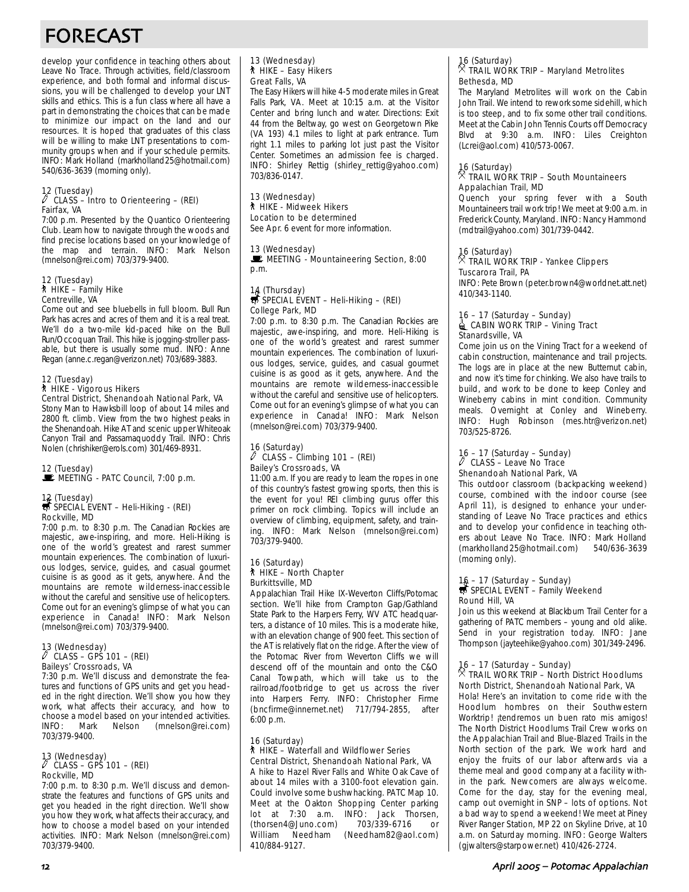# FORECAST

develop your confidence in teaching others about Leave No Trace. Through activities, field/classroom experience, and both formal and informal discussions, you will be challenged to develop your LNT skills and ethics. This is a fun class where all have a part in demonstrating the choices that can be made to minimize our impact on the land and our resources. It is hoped that graduates of this class will be willing to make LNT presentations to community groups when and if your schedule permits. INFO: Mark Holland (markholland25@hotmail.com) 540/636-3639 (morning only).

12 (Tuesday)
CLASS – Intro to Orienteering – (REI)
Fairfax, VA
7:00 p.m. Presented by the Quantico Orienteering Club. Learn how to navigate through the woods and find precise locations based on your knowledge of the map and terrain. INFO: Mark Nelson (mnelson@rei.com) 703/379-9400.

12 (Tuesday)
HIKE – Family Hike
Centreville, VA
Come out and see bluebells in full bloom. Bull Run Park has acres and acres of them and it is a real treat. We'll do a two-mile kid-paced hike on the Bull Run/Occoquan Trail. This hike is jogging-stroller passable, but there is usually some mud. INFO: Anne Regan (anne.c.regan@verizon.net) 703/689-3883.

12 (Tuesday)
HIKE - Vigorous Hikers
Central District, Shenandoah National Park, VA
Stony Man to Hawksbill loop of about 14 miles and 2800 ft. climb. View from the two highest peaks in the Shenandoah. Hike AT and scenic upper Whiteoak Canyon Trail and Passamaquoddy Trail. INFO: Chris Nolen (chrishiker@erols.com) 301/469-8931.

12 (Tuesday)
MEETING - PATC Council, 7:00 p.m.

12 (Tuesday)
SPECIAL EVENT – Heli-Hiking - (REI)
Rockville, MD
7:00 p.m. to 8:30 p.m. The Canadian Rockies are majestic, awe-inspiring, and more. Heli-Hiking is one of the world's greatest and rarest summer mountain experiences. The combination of luxurious lodges, service, guides, and casual gourmet cuisine is as good as it gets, anywhere. And the mountains are remote wilderness-inaccessible without the careful and sensitive use of helicopters. Come out for an evening's glimpse of what you can experience in Canada! INFO: Mark Nelson (mnelson@rei.com) 703/379-9400.

13 (Wednesday)
CLASS – GPS 101 – (REI)
Baileys' Crossroads, VA
7:30 p.m. We'll discuss and demonstrate the features and functions of GPS units and get you headed in the right direction. We'll show you how they work, what affects their accuracy, and how to choose a model based on your intended activities. INFO: Mark Nelson (mnelson@rei.com) 703/379-9400.

13 (Wednesday)
CLASS – GPS 101 – (REI)
Rockville, MD
7:00 p.m. to 8:30 p.m. We'll discuss and demonstrate the features and functions of GPS units and get you headed in the right direction. We'll show you how they work, what affects their accuracy, and how to choose a model based on your intended activities. INFO: Mark Nelson (mnelson@rei.com) 703/379-9400.

13 (Wednesday)
HIKE – Easy Hikers
Great Falls, VA
The Easy Hikers will hike 4-5 moderate miles in Great Falls Park, VA. Meet at 10:15 a.m. at the Visitor Center and bring lunch and water. Directions: Exit 44 from the Beltway, go west on Georgetown Pike (VA 193) 4.1 miles to light at park entrance. Turn right 1.1 miles to parking lot just past the Visitor Center. Sometimes an admission fee is charged. INFO: Shirley Rettig (shirley_rettig@yahoo.com) 703/836-0147.

13 (Wednesday)
HIKE - Midweek Hikers
Location to be determined
See Apr. 6 event for more information.

13 (Wednesday)
MEETING - Mountaineering Section, 8:00 p.m.

14 (Thursday)
SPECIAL EVENT – Heli-Hiking – (REI)
College Park, MD
7:00 p.m. to 8:30 p.m. The Canadian Rockies are majestic, awe-inspiring, and more. Heli-Hiking is one of the world's greatest and rarest summer mountain experiences. The combination of luxurious lodges, service, guides, and casual gourmet cuisine is as good as it gets, anywhere. And the mountains are remote wilderness-inaccessible without the careful and sensitive use of helicopters. Come out for an evening's glimpse of what you can experience in Canada! INFO: Mark Nelson (mnelson@rei.com) 703/379-9400.

16 (Saturday)
CLASS – Climbing 101 – (REI)
Bailey's Crossroads, VA
11:00 a.m. If you are ready to learn the ropes in one of this country's fastest growing sports, then this is the event for you! REI climbing gurus offer this primer on rock climbing. Topics will include an overview of climbing, equipment, safety, and training. INFO: Mark Nelson (mnelson@rei.com) 703/379-9400.

16 (Saturday)
HIKE – North Chapter
Burkittsville, MD
Appalachian Trail Hike IX-Weverton Cliffs/Potomac section. We'll hike from Crampton Gap/Gathland State Park to the Harpers Ferry, WV ATC headquarters, a distance of 10 miles. This is a moderate hike, with an elevation change of 900 feet. This section of the AT is relatively flat on the ridge. After the view of the Potomac River from Weverton Cliffs we will descend off of the mountain and onto the C&O Canal Towpath, which will take us to the railroad/footbridge to get us across the river into Harpers Ferry. INFO: Christopher Firme (bncfirme@innernet.net) 717/794-2855, after 6:00 p.m.

16 (Saturday)
HIKE – Waterfall and Wildflower Series
Central District, Shenandoah National Park, VA
A hike to Hazel River Falls and White Oak Cave of about 14 miles with a 3100-foot elevation gain. Could involve some bushwhacking. PATC Map 10. Meet at the Oakton Shopping Center parking lot at 7:30 a.m. INFO: Jack Thorsen, (thorsen4@Juno.com) 703/339-6716 or William Needham (Needham82@aol.com) 410/884-9127.

16 (Saturday)
TRAIL WORK TRIP – Maryland Metrolites
Bethesda, MD
The Maryland Metrolites will work on the Cabin John Trail. We intend to rework some sidehill, which is too steep, and to fix some other trail conditions. Meet at the Cabin John Tennis Courts off Democracy Blvd at 9:30 a.m. INFO: Liles Creighton (Lcrei@aol.com) 410/573-0067.

16 (Saturday)
TRAIL WORK TRIP – South Mountaineers
Appalachian Trail, MD
Quench your spring fever with a South Mountaineers trail work trip! We meet at 9:00 a.m. in Frederick County, Maryland. INFO: Nancy Hammond (mdtrail@yahoo.com) 301/739-0442.

16 (Saturday)
TRAIL WORK TRIP - Yankee Clippers
Tuscarora Trail, PA
INFO: Pete Brown (peter.brown4@worldnet.att.net) 410/343-1140.

16 – 17 (Saturday – Sunday)
CABIN WORK TRIP – Vining Tract
Stanardsville, VA
Come join us on the Vining Tract for a weekend of cabin construction, maintenance and trail projects. The logs are in place at the new Butternut cabin, and now it's time for chinking. We also have trails to build, and work to be done to keep Conley and Wineberry cabins in mint condition. Community meals. Overnight at Conley and Wineberry. INFO: Hugh Robinson (mes.htr@verizon.net) 703/525-8726.

16 – 17 (Saturday – Sunday)
CLASS – Leave No Trace
Shenandoah National Park, VA
This outdoor classroom (backpacking weekend) course, combined with the indoor course (see April 11), is designed to enhance your understanding of Leave No Trace practices and ethics and to develop your confidence in teaching others about Leave No Trace. INFO: Mark Holland (markholland25@hotmail.com) 540/636-3639 (morning only).

16 – 17 (Saturday – Sunday)
SPECIAL EVENT – Family Weekend
Round Hill, VA
Join us this weekend at Blackburn Trail Center for a gathering of PATC members – young and old alike. Send in your registration today. INFO: Jane Thompson (jayteehike@yahoo.com) 301/349-2496.

16 – 17 (Saturday – Sunday)
TRAIL WORK TRIP – North District Hoodlums
North District, Shenandoah National Park, VA
Hola! Here's an invitation to come ride with the Hoodlum hombres on their Southwestern Worktrip! ¡tendremos un buen rato mis amigos! The North District Hoodlums Trail Crew works on the Appalachian Trail and Blue-Blazed Trails in the North section of the park. We work hard and enjoy the fruits of our labor afterwards via a theme meal and good company at a facility within the park. Newcomers are always welcome. Come for the day, stay for the evening meal, camp out overnight in SNP – lots of options. Not a bad way to spend a weekend! We meet at Piney River Ranger Station, MP 22 on Skyline Drive, at 10 a.m. on Saturday morning. INFO: George Walters (gjwalters@starpower.net) 410/426-2724.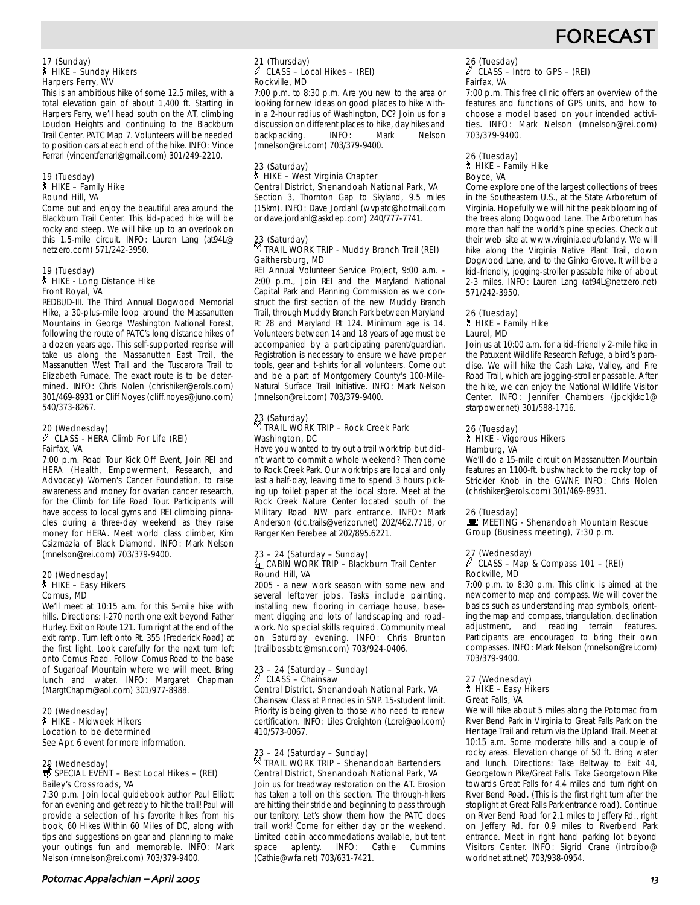# FORECAST

17 (Sunday)
HIKE – Sunday Hikers
Harpers Ferry, WV

This is an ambitious hike of some 12.5 miles, with a total elevation gain of about 1,400 ft. Starting in Harpers Ferry, we'll head south on the AT, climbing Loudon Heights and continuing to the Blackburn Trail Center. PATC Map 7. Volunteers will be needed to position cars at each end of the hike. INFO: Vince Ferrari (vincentferrari@gmail.com) 301/249-2210.

19 (Tuesday)
HIKE – Family Hike
Round Hill, VA

Come out and enjoy the beautiful area around the Blackburn Trail Center. This kid-paced hike will be rocky and steep. We will hike up to an overlook on this 1.5-mile circuit. INFO: Lauren Lang (at94L@netzero.com) 571/242-3950.

19 (Tuesday)
HIKE - Long Distance Hike
Front Royal, VA

REDBUD-III. The Third Annual Dogwood Memorial Hike, a 30-plus-mile loop around the Massanutten Mountains in George Washington National Forest, following the route of PATC's long distance hikes of a dozen years ago. This self-supported reprise will take us along the Massanutten East Trail, the Massanutten West Trail and the Tuscarora Trail to Elizabeth Furnace. The exact route is to be determined. INFO: Chris Nolen (chrishiker@erols.com) 301/469-8931 or Cliff Noyes (cliff.noyes@juno.com) 540/373-8267.

20 (Wednesday)
CLASS - HERA Climb For Life (REI)
Fairfax, VA

7:00 p.m. Road Tour Kick Off Event, Join REI and HERA (Health, Empowerment, Research, and Advocacy) Women's Cancer Foundation, to raise awareness and money for ovarian cancer research, for the Climb for Life Road Tour. Participants will have access to local gyms and REI climbing pinnacles during a three-day weekend as they raise money for HERA. Meet world class climber, Kim Csizmazia of Black Diamond. INFO: Mark Nelson (mnelson@rei.com) 703/379-9400.

20 (Wednesday)
HIKE – Easy Hikers
Comus, MD

We'll meet at 10:15 a.m. for this 5-mile hike with hills. Directions: I-270 north one exit beyond Father Hurley. Exit on Route 121. Turn right at the end of the exit ramp. Turn left onto Rt. 355 (Frederick Road) at the first light. Look carefully for the next turn left onto Comus Road. Follow Comus Road to the base of Sugarloaf Mountain where we will meet. Bring lunch and water. INFO: Margaret Chapman (MargtChapm@aol.com) 301/977-8988.

20 (Wednesday)
HIKE - Midweek Hikers
Location to be determined
See Apr. 6 event for more information.

20 (Wednesday)
SPECIAL EVENT – Best Local Hikes – (REI)
Bailey's Crossroads, VA

7:30 p.m. Join local guidebook author Paul Elliott for an evening and get ready to hit the trail! Paul will provide a selection of his favorite hikes from his book, 60 Hikes Within 60 Miles of DC, along with tips and suggestions on gear and planning to make your outings fun and memorable. INFO: Mark Nelson (mnelson@rei.com) 703/379-9400.

21 (Thursday)
CLASS – Local Hikes – (REI)
Rockville, MD

7:00 p.m. to 8:30 p.m. Are you new to the area or looking for new ideas on good places to hike within a 2-hour radius of Washington, DC? Join us for a discussion on different places to hike, day hikes and backpacking. INFO: Mark Nelson (mnelson@rei.com) 703/379-9400.

23 (Saturday)
HIKE – West Virginia Chapter
Central District, Shenandoah National Park, VA

Section 3, Thornton Gap to Skyland, 9.5 miles (15km). INFO: Dave Jordahl (wvpatc@hotmail.com or dave.jordahl@askdep.com) 240/777-7741.

23 (Saturday)
TRAIL WORK TRIP - Muddy Branch Trail (REI)
Gaithersburg, MD

REI Annual Volunteer Service Project, 9:00 a.m. - 2:00 p.m., Join REI and the Maryland National Capital Park and Planning Commission as we construct the first section of the new Muddy Branch Trail, through Muddy Branch Park between Maryland Rt 28 and Maryland Rt 124. Minimum age is 14. Volunteers between 14 and 18 years of age must be accompanied by a participating parent/guardian. Registration is necessary to ensure we have proper tools, gear and t-shirts for all volunteers. Come out and be a part of Montgomery County's 100-Mile-Natural Surface Trail Initiative. INFO: Mark Nelson (mnelson@rei.com) 703/379-9400.

23 (Saturday)
TRAIL WORK TRIP – Rock Creek Park
Washington, DC

Have you wanted to try out a trail work trip but didn't want to commit a whole weekend? Then come to Rock Creek Park. Our work trips are local and only last a half-day, leaving time to spend 3 hours picking up toilet paper at the local store. Meet at the Rock Creek Nature Center located south of the Military Road NW park entrance. INFO: Mark Anderson (dc.trails@verizon.net) 202/462.7718, or Ranger Ken Ferebee at 202/895.6221.

23 – 24 (Saturday – Sunday)
CABIN WORK TRIP – Blackburn Trail Center
Round Hill, VA

2005 - a new work season with some new and several leftover jobs. Tasks include painting, installing new flooring in carriage house, basement digging and lots of landscaping and roadwork. No special skills required. Community meal on Saturday evening. INFO: Chris Brunton (trailbossbtc@msn.com) 703/924-0406.

23 – 24 (Saturday – Sunday)
CLASS – Chainsaw
Central District, Shenandoah National Park, VA

Chainsaw Class at Pinnacles in SNP. 15-student limit. Priority is being given to those who need to renew certification. INFO: Liles Creighton (Lcrei@aol.com) 410/573-0067.

23 – 24 (Saturday – Sunday)
TRAIL WORK TRIP – Shenandoah Bartenders
Central District, Shenandoah National Park, VA

Join us for treadway restoration on the AT. Erosion has taken a toll on this section. The through-hikers are hitting their stride and beginning to pass through our territory. Let's show them how the PATC does trail work! Come for either day or the weekend. Limited cabin accommodations available, but tent space aplenty. INFO: Cathie Cummins (Cathie@wfa.net) 703/631-7421.

26 (Tuesday)
CLASS – Intro to GPS – (REI)
Fairfax, VA

7:00 p.m. This free clinic offers an overview of the features and functions of GPS units, and how to choose a model based on your intended activities. INFO: Mark Nelson (mnelson@rei.com) 703/379-9400.

26 (Tuesday)
HIKE – Family Hike
Boyce, VA

Come explore one of the largest collections of trees in the Southeastern U.S., at the State Arboretum of Virginia. Hopefully we will hit the peak blooming of the trees along Dogwood Lane. The Arboretum has more than half the world's pine species. Check out their web site at www.virginia.edu/blandy. We will hike along the Virginia Native Plant Trail, down Dogwood Lane, and to the Ginko Grove. It will be a kid-friendly, jogging-stroller passable hike of about 2-3 miles. INFO: Lauren Lang (at94L@netzero.net) 571/242-3950.

26 (Tuesday)
HIKE – Family Hike
Laurel, MD

Join us at 10:00 a.m. for a kid-friendly 2-mile hike in the Patuxent Wildlife Research Refuge, a bird's paradise. We will hike the Cash Lake, Valley, and Fire Road Trail, which are jogging-stroller passable. After the hike, we can enjoy the National Wildlife Visitor Center. INFO: Jennifer Chambers (jpckjkkc1@starpower.net) 301/588-1716.

26 (Tuesday)
HIKE - Vigorous Hikers
Hamburg, VA

We'll do a 15-mile circuit on Massanutten Mountain features an 1100-ft. bushwhack to the rocky top of Strickler Knob in the GWNF. INFO: Chris Nolen (chrishiker@erols.com) 301/469-8931.

26 (Tuesday)
MEETING - Shenandoah Mountain Rescue Group (Business meeting), 7:30 p.m.

27 (Wednesday)
CLASS – Map & Compass 101 – (REI)
Rockville, MD

7:00 p.m. to 8:30 p.m. This clinic is aimed at the newcomer to map and compass. We will cover the basics such as understanding map symbols, orienting the map and compass, triangulation, declination adjustment, and reading terrain features. Participants are encouraged to bring their own compasses. INFO: Mark Nelson (mnelson@rei.com) 703/379-9400.

27 (Wednesday)
HIKE – Easy Hikers
Great Falls, VA

We will hike about 5 miles along the Potomac from River Bend Park in Virginia to Great Falls Park on the Heritage Trail and return via the Upland Trail. Meet at 10:15 a.m. Some moderate hills and a couple of rocky areas. Elevation change of 50 ft. Bring water and lunch. Directions: Take Beltway to Exit 44, Georgetown Pike/Great Falls. Take Georgetown Pike towards Great Falls for 4.4 miles and turn right on River Bend Road. (This is the first right turn after the stoplight at Great Falls Park entrance road). Continue on River Bend Road for 2.1 miles to Jeffery Rd., right on Jeffery Rd. for 0.9 miles to Riverbend Park entrance. Meet in right hand parking lot beyond Visitors Center. INFO: Sigrid Crane (introibo@worldnet.att.net) 703/938-0954.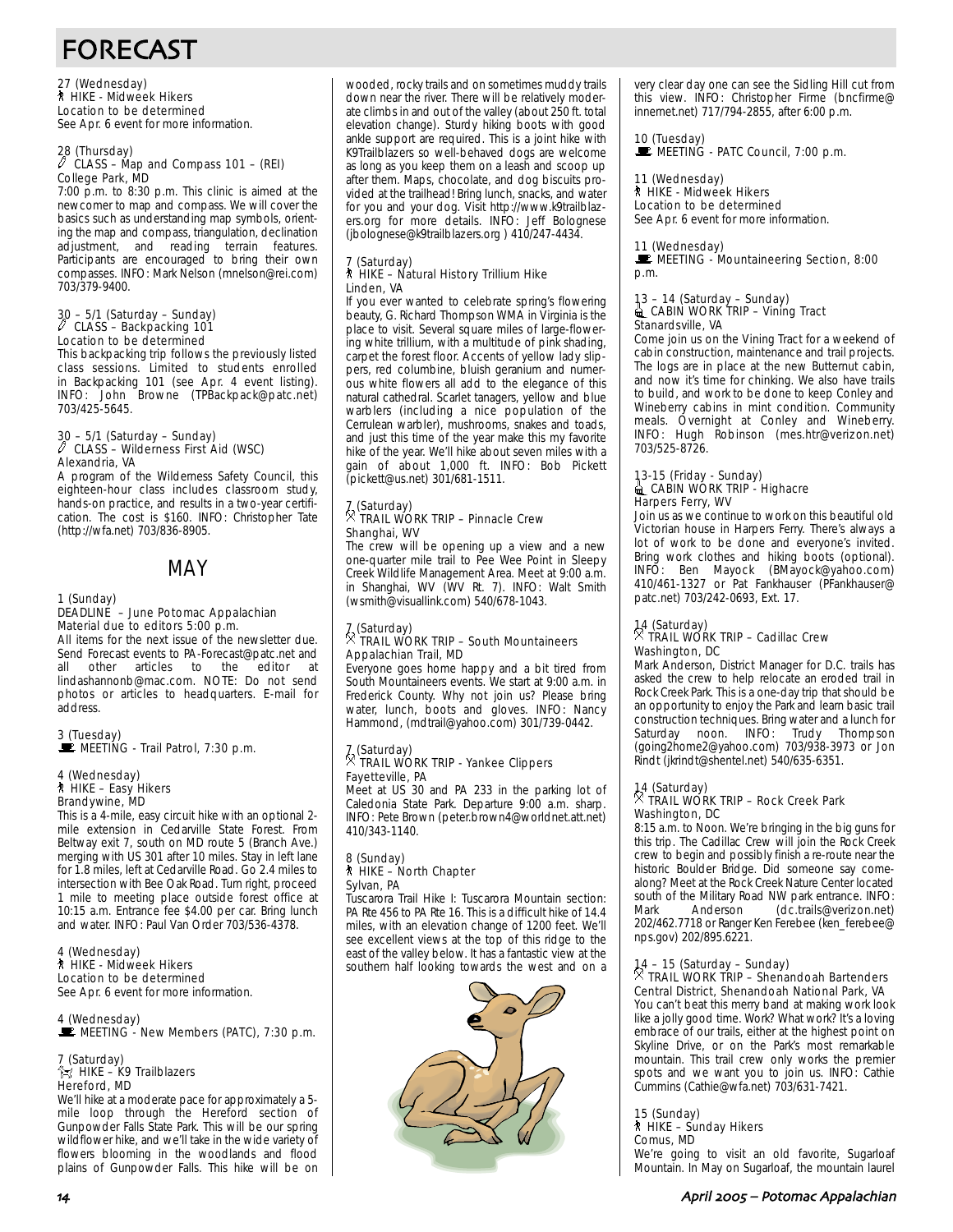# FORECAST

27 (Wednesday)
HIKE - Midweek Hikers
Location to be determined
See Apr. 6 event for more information.

28 (Thursday)
CLASS – Map and Compass 101 – (REI)
College Park, MD
7:00 p.m. to 8:30 p.m. This clinic is aimed at the newcomer to map and compass. We will cover the basics such as understanding map symbols, orienting the map and compass, triangulation, declination adjustment, and reading terrain features. Participants are encouraged to bring their own compasses. INFO: Mark Nelson (mnelson@rei.com) 703/379-9400.

30 – 5/1 (Saturday – Sunday)
CLASS – Backpacking 101
Location to be determined
This backpacking trip follows the previously listed class sessions. Limited to students enrolled in Backpacking 101 (see Apr. 4 event listing). INFO: John Browne (TPBackpack@patc.net) 703/425-5645.

30 – 5/1 (Saturday – Sunday)
CLASS – Wilderness First Aid (WSC)
Alexandria, VA
A program of the Wilderness Safety Council, this eighteen-hour class includes classroom study, hands-on practice, and results in a two-year certification. The cost is $160. INFO: Christopher Tate (http://wfa.net) 703/836-8905.

## MAY

1 (Sunday)
DEADLINE – June Potomac Appalachian
Material due to editors 5:00 p.m.
All items for the next issue of the newsletter due. Send Forecast events to PA-Forecast@patc.net and all other articles to the editor at lindashannonb@mac.com. NOTE: Do not send photos or articles to headquarters. E-mail for address.

3 (Tuesday)
MEETING - Trail Patrol, 7:30 p.m.

4 (Wednesday)
HIKE – Easy Hikers
Brandywine, MD
This is a 4-mile, easy circuit hike with an optional 2-mile extension in Cedarville State Forest. From Beltway exit 7, south on MD route 5 (Branch Ave.) merging with US 301 after 10 miles. Stay in left lane for 1.8 miles, left at Cedarville Road. Go 2.4 miles to intersection with Bee Oak Road. Turn right, proceed 1 mile to meeting place outside forest office at 10:15 a.m. Entrance fee $4.00 per car. Bring lunch and water. INFO: Paul Van Order 703/536-4378.

4 (Wednesday)
HIKE - Midweek Hikers
Location to be determined
See Apr. 6 event for more information.

4 (Wednesday)
MEETING - New Members (PATC), 7:30 p.m.

7 (Saturday)
HIKE – K9 Trailblazers
Hereford, MD
We'll hike at a moderate pace for approximately a 5-mile loop through the Hereford section of Gunpowder Falls State Park. This will be our spring wildflower hike, and we'll take in the wide variety of flowers blooming in the woodlands and flood plains of Gunpowder Falls. This hike will be on wooded, rocky trails and on sometimes muddy trails down near the river. There will be relatively moderate climbs in and out of the valley (about 250 ft. total elevation change). Sturdy hiking boots with good ankle support are required. This is a joint hike with K9Trailblazers so well-behaved dogs are welcome as long as you keep them on a leash and scoop up after them. Maps, chocolate, and dog biscuits provided at the trailhead! Bring lunch, snacks, and water for you and your dog. Visit http://www.k9trailblazers.org for more details. INFO: Jeff Bolognese (jbolognese@k9trailblazers.org ) 410/247-4434.

7 (Saturday)
HIKE – Natural History Trillium Hike
Linden, VA
If you ever wanted to celebrate spring's flowering beauty, G. Richard Thompson WMA in Virginia is the place to visit. Several square miles of large-flowering white trillium, with a multitude of pink shading, carpet the forest floor. Accents of yellow lady slippers, red columbine, bluish geranium and numerous white flowers all add to the elegance of this natural cathedral. Scarlet tanagers, yellow and blue warblers (including a nice population of the Cerrulean warbler), mushrooms, snakes and toads, and just this time of the year make this my favorite hike of the year. We'll hike about seven miles with a gain of about 1,000 ft. INFO: Bob Pickett (pickett@us.net) 301/681-1511.

7 (Saturday)
TRAIL WORK TRIP – Pinnacle Crew
Shanghai, WV
The crew will be opening up a view and a new one-quarter mile trail to Pee Wee Point in Sleepy Creek Wildlife Management Area. Meet at 9:00 a.m. in Shanghai, WV (WV Rt. 7). INFO: Walt Smith (wsmith@visuallink.com) 540/678-1043.

7 (Saturday)
TRAIL WORK TRIP – South Mountaineers
Appalachian Trail, MD
Everyone goes home happy and a bit tired from South Mountaineers events. We start at 9:00 a.m. in Frederick County. Why not join us? Please bring water, lunch, boots and gloves. INFO: Nancy Hammond, (mdtrail@yahoo.com) 301/739-0442.

7 (Saturday)
TRAIL WORK TRIP - Yankee Clippers
Fayetteville, PA
Meet at US 30 and PA 233 in the parking lot of Caledonia State Park. Departure 9:00 a.m. sharp. INFO: Pete Brown (peter.brown4@worldnet.att.net) 410/343-1140.

8 (Sunday)
HIKE – North Chapter
Sylvan, PA
Tuscarora Trail Hike I: Tuscarora Mountain section: PA Rte 456 to PA Rte 16. This is a difficult hike of 14.4 miles, with an elevation change of 1200 feet. We'll see excellent views at the top of this ridge to the east of the valley below. It has a fantastic view at the southern half looking towards the west and on a very clear day one can see the Sidling Hill cut from this view. INFO: Christopher Firme (bncfirme@innernet.net) 717/794-2855, after 6:00 p.m.

10 (Tuesday)
MEETING - PATC Council, 7:00 p.m.

11 (Wednesday)
HIKE - Midweek Hikers
Location to be determined
See Apr. 6 event for more information.

11 (Wednesday)
MEETING - Mountaineering Section, 8:00 p.m.

13 – 14 (Saturday – Sunday)
CABIN WORK TRIP – Vining Tract
Stanardsville, VA
Come join us on the Vining Tract for a weekend of cabin construction, maintenance and trail projects. The logs are in place at the new Butternut cabin, and now it's time for chinking. We also have trails to build, and work to be done to keep Conley and Wineberry cabins in mint condition. Community meals. Overnight at Conley and Wineberry. INFO: Hugh Robinson (mes.htr@verizon.net) 703/525-8726.

13-15 (Friday - Sunday)
CABIN WORK TRIP - Highacre
Harpers Ferry, WV
Join us as we continue to work on this beautiful old Victorian house in Harpers Ferry. There's always a lot of work to be done and everyone's invited. Bring work clothes and hiking boots (optional). INFO: Ben Mayock (BMayock@yahoo.com) 410/461-1327 or Pat Fankhauser (PFankhauser@patc.net) 703/242-0693, Ext. 17.

14 (Saturday)
TRAIL WORK TRIP – Cadillac Crew
Washington, DC
Mark Anderson, District Manager for D.C. trails has asked the crew to help relocate an eroded trail in Rock Creek Park. This is a one-day trip that should be an opportunity to enjoy the Park and learn basic trail construction techniques. Bring water and a lunch for Saturday noon. INFO: Trudy Thompson (going2home2@yahoo.com) 703/938-3973 or Jon Rindt (jkrindt@shentel.net) 540/635-6351.

14 (Saturday)
TRAIL WORK TRIP – Rock Creek Park
Washington, DC
8:15 a.m. to Noon. We're bringing in the big guns for this trip. The Cadillac Crew will join the Rock Creek crew to begin and possibly finish a re-route near the historic Boulder Bridge. Did someone say come-along? Meet at the Rock Creek Nature Center located south of the Military Road NW park entrance. INFO: Mark Anderson (dc.trails@verizon.net) 202/462.7718 or Ranger Ken Ferebee (ken_ferebee@nps.gov) 202/895.6221.

14 – 15 (Saturday – Sunday)
TRAIL WORK TRIP – Shenandoah Bartenders
Central District, Shenandoah National Park, VA
You can't beat this merry band at making work look like a jolly good time. Work? What work? It's a loving embrace of our trails, either at the highest point on Skyline Drive, or on the Park's most remarkable mountain. This trail crew only works the premier spots and we want you to join us. INFO: Cathie Cummins (Cathie@wfa.net) 703/631-7421.

15 (Sunday)
HIKE – Sunday Hikers
Comus, MD
We're going to visit an old favorite, Sugarloaf Mountain. In May on Sugarloaf, the mountain laurel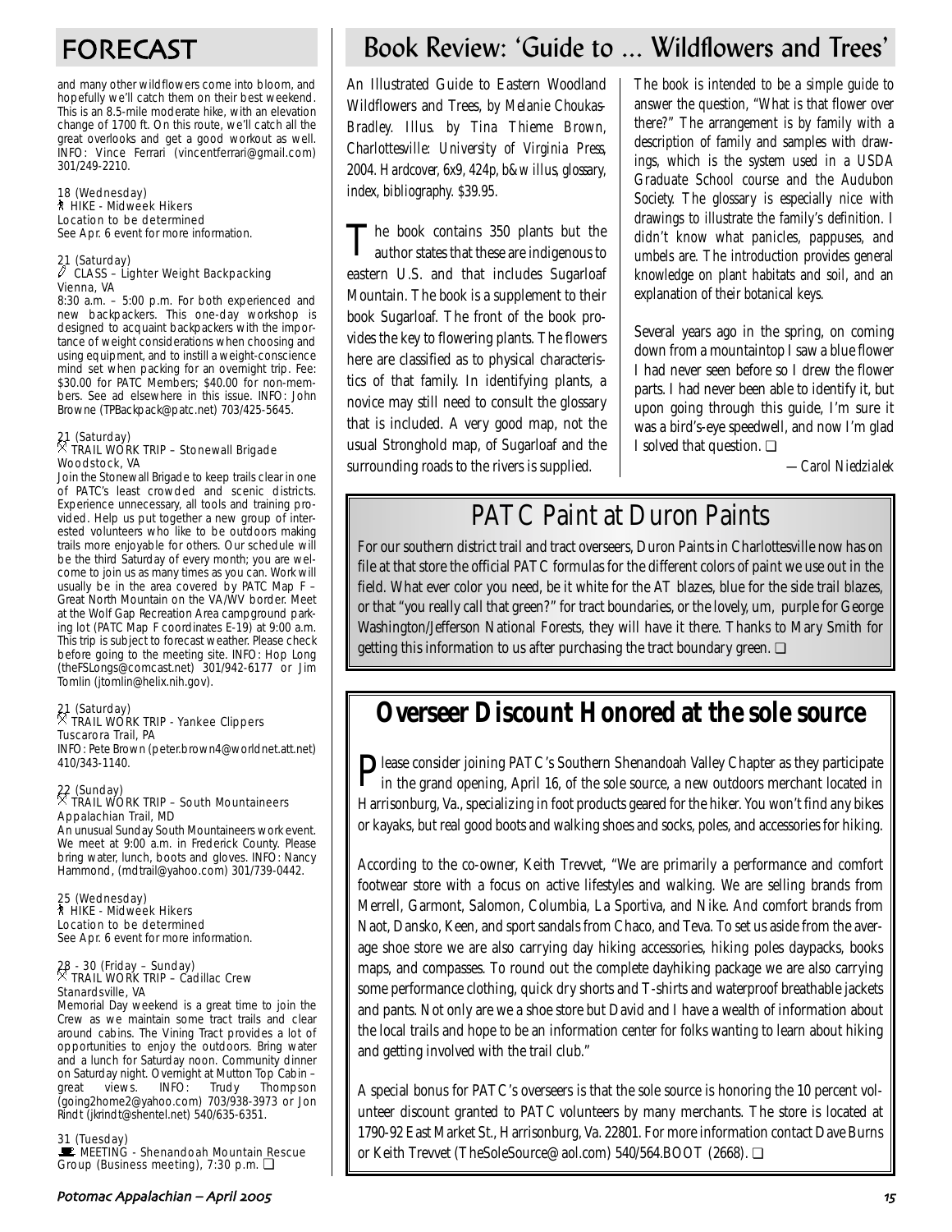# FORECAST

and many other wildflowers come into bloom, and hopefully we'll catch them on their best weekend. This is an 8.5-mile moderate hike, with an elevation change of 1700 ft. On this route, we'll catch all the great overlooks and get a good workout as well. INFO: Vince Ferrari (vincentferrari@gmail.com) 301/249-2210.

18 (Wednesday)
HIKE - Midweek Hikers
Location to be determined
See Apr. 6 event for more information.

21 (Saturday)
CLASS – Lighter Weight Backpacking
Vienna, VA
8:30 a.m. – 5:00 p.m. For both experienced and new backpackers. This one-day workshop is designed to acquaint backpackers with the importance of weight considerations when choosing and using equipment, and to instill a weight-conscience mind set when packing for an overnight trip. Fee: $30.00 for PATC Members; $40.00 for non-members. See ad elsewhere in this issue. INFO: John Browne (TPBackpack@patc.net) 703/425-5645.

21 (Saturday)
TRAIL WORK TRIP – Stonewall Brigade
Woodstock, VA
Join the Stonewall Brigade to keep trails clear in one of PATC's least crowded and scenic districts. Experience unnecessary, all tools and training provided. Help us put together a new group of interested volunteers who like to be outdoors making trails more enjoyable for others. Our schedule will be the third Saturday of every month; you are welcome to join us as many times as you can. Work will usually be in the area covered by PATC Map F – Great North Mountain on the VA/WV border. Meet at the Wolf Gap Recreation Area campground parking lot (PATC Map F coordinates E-19) at 9:00 a.m. This trip is subject to forecast weather. Please check before going to the meeting site. INFO: Hop Long (theFSLongs@comcast.net) 301/942-6177 or Jim Tomlin (jtomlin@helix.nih.gov).

21 (Saturday)
TRAIL WORK TRIP - Yankee Clippers
Tuscarora Trail, PA
INFO: Pete Brown (peter.brown4@worldnet.att.net) 410/343-1140.

22 (Sunday)
TRAIL WORK TRIP – South Mountaineers
Appalachian Trail, MD
An unusual Sunday South Mountaineers work event. We meet at 9:00 a.m. in Frederick County. Please bring water, lunch, boots and gloves. INFO: Nancy Hammond, (mdtrail@yahoo.com) 301/739-0442.

25 (Wednesday)
HIKE - Midweek Hikers
Location to be determined
See Apr. 6 event for more information.

28 - 30 (Friday – Sunday)
TRAIL WORK TRIP – Cadillac Crew
Stanardsville, VA
Memorial Day weekend is a great time to join the Crew as we maintain some tract trails and clear around cabins. The Vining Tract provides a lot of opportunities to enjoy the outdoors. Bring water and a lunch for Saturday noon. Community dinner on Saturday night. Overnight at Mutton Top Cabin – great views. INFO: Trudy Thompson (going2home2@yahoo.com) 703/938-3973 or Jon Rindt (jkrindt@shentel.net) 540/635-6351.

31 (Tuesday)
MEETING - Shenandoah Mountain Rescue Group (Business meeting), 7:30 p.m. ❑

# Book Review: 'Guide to ... Wildflowers and Trees'

*An Illustrated Guide to Eastern Woodland Wildflowers and Trees, by Melanie Choukas-Bradley. Illus. by Tina Thieme Brown, Charlottesville: University of Virginia Press, 2004. Hardcover, 6x9, 424p, b&w illus, glossary, index, bibliography. $39.95.*

The book contains 350 plants but the author states that these are indigenous to eastern U.S. and that includes Sugarloaf Mountain. The book is a supplement to their book Sugarloaf. The front of the book provides the key to flowering plants. The flowers here are classified as to physical characteristics of that family. In identifying plants, a novice may still need to consult the glossary that is included. A very good map, not the usual Stronghold map, of Sugarloaf and the surrounding roads to the rivers is supplied.

The book is intended to be a simple guide to answer the question, "What is that flower over there?" The arrangement is by family with a description of family and samples with drawings, which is the system used in a USDA Graduate School course and the Audubon Society. The glossary is especially nice with drawings to illustrate the family's definition. I didn't know what panicles, pappuses, and umbels are. The introduction provides general knowledge on plant habitats and soil, and an explanation of their botanical keys.

Several years ago in the spring, on coming down from a mountaintop I saw a blue flower I had never seen before so I drew the flower parts. I had never been able to identify it, but upon going through this guide, I'm sure it was a bird's-eye speedwell, and now I'm glad I solved that question. ❑

*—Carol Niedzialek*

# PATC Paint at Duron Paints

For our southern district trail and tract overseers, Duron Paints in Charlottesville now has on file at that store the official PATC formulas for the different colors of paint we use out in the field. What ever color you need, be it white for the AT blazes, blue for the side trail blazes, or that "you really call that green?" for tract boundaries, or the lovely, um, purple for George Washington/Jefferson National Forests, they will have it there. Thanks to Mary Smith for getting this information to us after purchasing the tract boundary green. ❑

# Overseer Discount Honored at the sole source

Please consider joining PATC's Southern Shenandoah Valley Chapter as they participate in the grand opening, April 16, of the sole source, a new outdoors merchant located in Harrisonburg, Va., specializing in foot products geared for the hiker. You won't find any bikes or kayaks, but real good boots and walking shoes and socks, poles, and accessories for hiking.

According to the co-owner, Keith Trevvet, "We are primarily a performance and comfort footwear store with a focus on active lifestyles and walking. We are selling brands from Merrell, Garmont, Salomon, Columbia, La Sportiva, and Nike. And comfort brands from Naot, Dansko, Keen, and sport sandals from Chaco, and Teva. To set us aside from the average shoe store we are also carrying day hiking accessories, hiking poles daypacks, books maps, and compasses. To round out the complete dayhiking package we are also carrying some performance clothing, quick dry shorts and T-shirts and waterproof breathable jackets and pants. Not only are we a shoe store but David and I have a wealth of information about the local trails and hope to be an information center for folks wanting to learn about hiking and getting involved with the trail club."

A special bonus for PATC's overseers is that the sole source is honoring the 10 percent volunteer discount granted to PATC volunteers by many merchants. The store is located at 1790-92 East Market St., Harrisonburg, Va. 22801. For more information contact Dave Burns or Keith Trevvet (TheSoleSource@aol.com) 540/564.BOOT (2668). ❑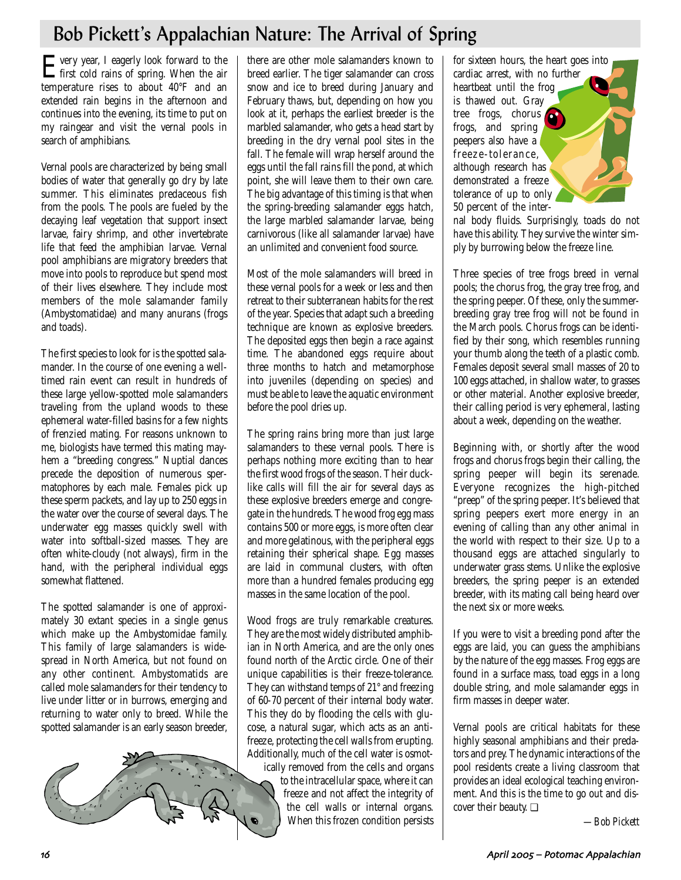# Bob Pickett's Appalachian Nature: The Arrival of Spring

Every year, I eagerly look forward to the first cold rains of spring. When the air temperature rises to about 40°F and an extended rain begins in the afternoon and continues into the evening, its time to put on my raingear and visit the vernal pools in search of amphibians.

Vernal pools are characterized by being small bodies of water that generally go dry by late summer. This eliminates predaceous fish from the pools. The pools are fueled by the decaying leaf vegetation that support insect larvae, fairy shrimp, and other invertebrate life that feed the amphibian larvae. Vernal pool amphibians are migratory breeders that move into pools to reproduce but spend most of their lives elsewhere. They include most members of the mole salamander family (Ambystomatidae) and many anurans (frogs and toads).

The first species to look for is the spotted salamander. In the course of one evening a well-timed rain event can result in hundreds of these large yellow-spotted mole salamanders traveling from the upland woods to these ephemeral water-filled basins for a few nights of frenzied mating. For reasons unknown to me, biologists have termed this mating mayhem a "breeding congress." Nuptial dances precede the deposition of numerous spermatophores by each male. Females pick up these sperm packets, and lay up to 250 eggs in the water over the course of several days. The underwater egg masses quickly swell with water into softball-sized masses. They are often white-cloudy (not always), firm in the hand, with the peripheral individual eggs somewhat flattened.

The spotted salamander is one of approximately 30 extant species in a single genus which make up the Ambystomidae family. This family of large salamanders is widespread in North America, but not found on any other continent. Ambystomatids are called mole salamanders for their tendency to live under litter or in burrows, emerging and returning to water only to breed. While the spotted salamander is an early season breeder, there are other mole salamanders known to breed earlier. The tiger salamander can cross snow and ice to breed during January and February thaws, but, depending on how you look at it, perhaps the earliest breeder is the marbled salamander, who gets a head start by breeding in the dry vernal pool sites in the fall. The female will wrap herself around the eggs until the fall rains fill the pond, at which point, she will leave them to their own care. The big advantage of this timing is that when the spring-breeding salamander eggs hatch, the large marbled salamander larvae, being carnivorous (like all salamander larvae) have an unlimited and convenient food source.

Most of the mole salamanders will breed in these vernal pools for a week or less and then retreat to their subterranean habits for the rest of the year. Species that adapt such a breeding technique are known as explosive breeders. The deposited eggs then begin a race against time. The abandoned eggs require about three months to hatch and metamorphose into juveniles (depending on species) and must be able to leave the aquatic environment before the pool dries up.

The spring rains bring more than just large salamanders to these vernal pools. There is perhaps nothing more exciting than to hear the first wood frogs of the season. Their duck-like calls will fill the air for several days as these explosive breeders emerge and congregate in the hundreds. The wood frog egg mass contains 500 or more eggs, is more often clear and more gelatinous, with the peripheral eggs retaining their spherical shape. Egg masses are laid in communal clusters, with often more than a hundred females producing egg masses in the same location of the pool.

Wood frogs are truly remarkable creatures. They are the most widely distributed amphibian in North America, and are the only ones found north of the Arctic circle. One of their unique capabilities is their freeze-tolerance. They can withstand temps of 21° and freezing of 60-70 percent of their internal body water. This they do by flooding the cells with glucose, a natural sugar, which acts as an antifreeze, protecting the cell walls from erupting. Additionally, much of the cell water is osmotically removed from the cells and organs to the intracellular space, where it can freeze and not affect the integrity of the cell walls or internal organs. When this frozen condition persists for sixteen hours, the heart goes into cardiac arrest, with no further heartbeat until the frog is thawed out. Gray tree frogs, chorus frogs, and spring peepers also have a freeze-tolerance, although research has demonstrated a freeze tolerance of up to only 50 percent of the internal body fluids. Surprisingly, toads do not have this ability. They survive the winter simply by burrowing below the freeze line.

Three species of tree frogs breed in vernal pools; the chorus frog, the gray tree frog, and the spring peeper. Of these, only the summer-breeding gray tree frog will not be found in the March pools. Chorus frogs can be identified by their song, which resembles running your thumb along the teeth of a plastic comb. Females deposit several small masses of 20 to 100 eggs attached, in shallow water, to grasses or other material. Another explosive breeder, their calling period is very ephemeral, lasting about a week, depending on the weather.

Beginning with, or shortly after the wood frogs and chorus frogs begin their calling, the spring peeper will begin its serenade. Everyone recognizes the high-pitched "preep" of the spring peeper. It's believed that spring peepers exert more energy in an evening of calling than any other animal in the world with respect to their size. Up to a thousand eggs are attached singularly to underwater grass stems. Unlike the explosive breeders, the spring peeper is an extended breeder, with its mating call being heard over the next six or more weeks.

If you were to visit a breeding pond after the eggs are laid, you can guess the amphibians by the nature of the egg masses. Frog eggs are found in a surface mass, toad eggs in a long double string, and mole salamander eggs in firm masses in deeper water.

Vernal pools are critical habitats for these highly seasonal amphibians and their predators and prey. The dynamic interactions of the pool residents create a living classroom that provides an ideal ecological teaching environment. And this is the time to go out and discover their beauty. ❑

*—Bob Pickett*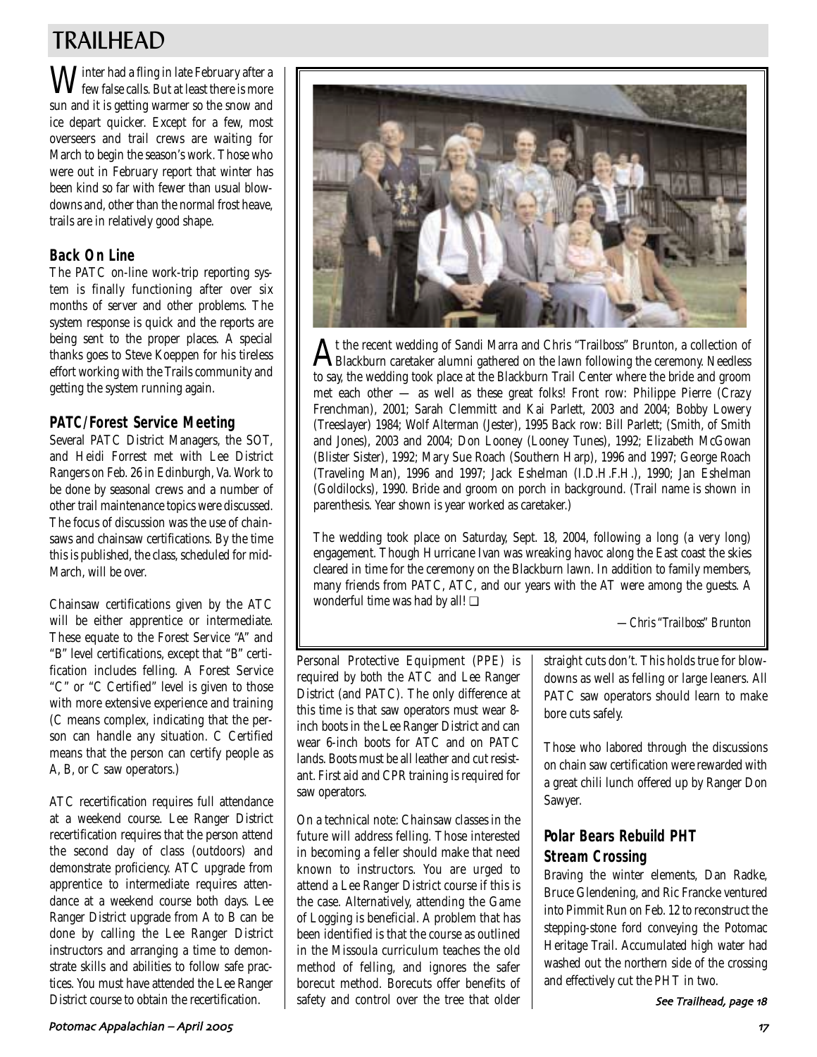# TRAILHEAD

Winter had a fling in late February after a few false calls. But at least there is more sun and it is getting warmer so the snow and ice depart quicker. Except for a few, most overseers and trail crews are waiting for March to begin the season's work. Those who were out in February report that winter has been kind so far with fewer than usual blowdowns and, other than the normal frost heave, trails are in relatively good shape.

## Back On Line

The PATC on-line work-trip reporting system is finally functioning after over six months of server and other problems. The system response is quick and the reports are being sent to the proper places. A special thanks goes to Steve Koeppen for his tireless effort working with the Trails community and getting the system running again.

## PATC/Forest Service Meeting

Several PATC District Managers, the SOT, and Heidi Forrest met with Lee District Rangers on Feb. 26 in Edinburgh, Va. Work to be done by seasonal crews and a number of other trail maintenance topics were discussed. The focus of discussion was the use of chainsaws and chainsaw certifications. By the time this is published, the class, scheduled for mid-March, will be over.

Chainsaw certifications given by the ATC will be either apprentice or intermediate. These equate to the Forest Service "A" and "B" level certifications, except that "B" certification includes felling. A Forest Service "C" or "C Certified" level is given to those with more extensive experience and training (C means complex, indicating that the person can handle any situation. C Certified means that the person can certify people as A, B, or C saw operators.)

ATC recertification requires full attendance at a weekend course. Lee Ranger District recertification requires that the person attend the second day of class (outdoors) and demonstrate proficiency. ATC upgrade from apprentice to intermediate requires attendance at a weekend course both days. Lee Ranger District upgrade from A to B can be done by calling the Lee Ranger District instructors and arranging a time to demonstrate skills and abilities to follow safe practices. You must have attended the Lee Ranger District course to obtain the recertification.

At the recent wedding of Sandi Marra and Chris "Trailboss" Brunton, a collection of Blackburn caretaker alumni gathered on the lawn following the ceremony. Needless to say, the wedding took place at the Blackburn Trail Center where the bride and groom met each other — as well as these great folks! Front row: Philippe Pierre (Crazy Frenchman), 2001; Sarah Clemmitt and Kai Parlett, 2003 and 2004; Bobby Lowery (Treeslayer) 1984; Wolf Alterman (Jester), 1995 Back row: Bill Parlett; (Smith, of Smith and Jones), 2003 and 2004; Don Looney (Looney Tunes), 1992; Elizabeth McGowan (Blister Sister), 1992; Mary Sue Roach (Southern Harp), 1996 and 1997; George Roach (Traveling Man), 1996 and 1997; Jack Eshelman (I.D.H.F.H.), 1990; Jan Eshelman (Goldilocks), 1990. Bride and groom on porch in background. (Trail name is shown in parenthesis. Year shown is year worked as caretaker.)

The wedding took place on Saturday, Sept. 18, 2004, following a long (a very long) engagement. Though Hurricane Ivan was wreaking havoc along the East coast the skies cleared in time for the ceremony on the Blackburn lawn. In addition to family members, many friends from PATC, ATC, and our years with the AT were among the guests. A wonderful time was had by all! ❑

*—Chris "Trailboss" Brunton*

Personal Protective Equipment (PPE) is required by both the ATC and Lee Ranger District (and PATC). The only difference at this time is that saw operators must wear 8-inch boots in the Lee Ranger District and can wear 6-inch boots for ATC and on PATC lands. Boots must be all leather and cut resistant. First aid and CPR training is required for saw operators.

On a technical note: Chainsaw classes in the future will address felling. Those interested in becoming a feller should make that need known to instructors. You are urged to attend a Lee Ranger District course if this is the case. Alternatively, attending the Game of Logging is beneficial. A problem that has been identified is that the course as outlined in the Missoula curriculum teaches the old method of felling, and ignores the safer borecut method. Borecuts offer benefits of safety and control over the tree that older straight cuts don't. This holds true for blowdowns as well as felling or large leaners. All PATC saw operators should learn to make bore cuts safely.

Those who labored through the discussions on chain saw certification were rewarded with a great chili lunch offered up by Ranger Don Sawyer.

## Polar Bears Rebuild PHT Stream Crossing

Braving the winter elements, Dan Radke, Bruce Glendening, and Ric Francke ventured into Pimmit Run on Feb. 12 to reconstruct the stepping-stone ford conveying the Potomac Heritage Trail. Accumulated high water had washed out the northern side of the crossing and effectively cut the PHT in two.

*See Trailhead, page 18*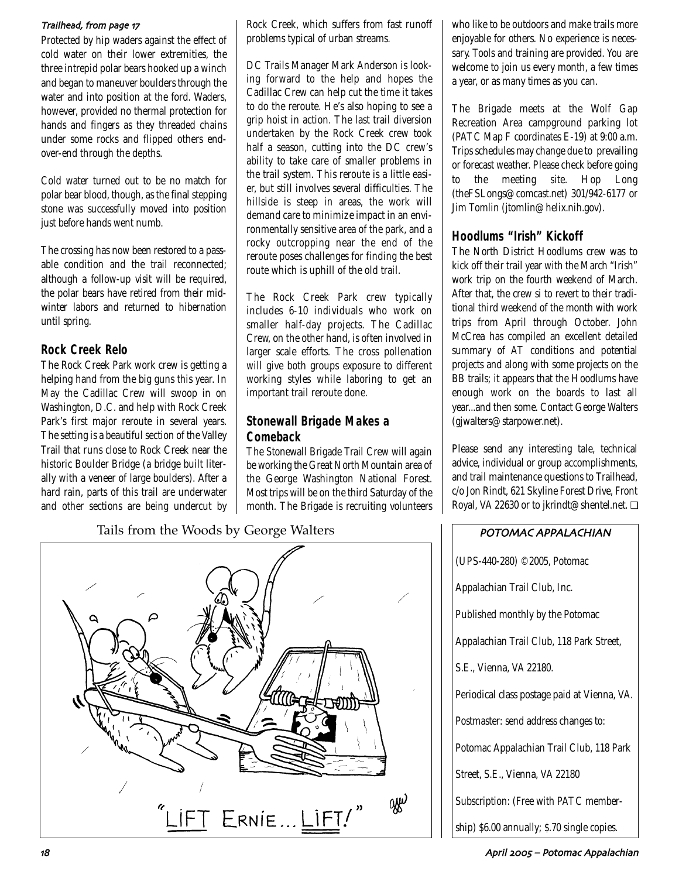*Trailhead, from page 17*

Protected by hip waders against the effect of cold water on their lower extremities, the three intrepid polar bears hooked up a winch and began to maneuver boulders through the water and into position at the ford. Waders, however, provided no thermal protection for hands and fingers as they threaded chains under some rocks and flipped others end-over-end through the depths.

Cold water turned out to be no match for polar bear blood, though, as the final stepping stone was successfully moved into position just before hands went numb.

The crossing has now been restored to a passable condition and the trail reconnected; although a follow-up visit will be required, the polar bears have retired from their mid-winter labors and returned to hibernation until spring.

## Rock Creek Relo

The Rock Creek Park work crew is getting a helping hand from the big guns this year. In May the Cadillac Crew will swoop in on Washington, D.C. and help with Rock Creek Park's first major reroute in several years. The setting is a beautiful section of the Valley Trail that runs close to Rock Creek near the historic Boulder Bridge (a bridge built literally with a veneer of large boulders). After a hard rain, parts of this trail are underwater and other sections are being undercut by Rock Creek, which suffers from fast runoff problems typical of urban streams.

DC Trails Manager Mark Anderson is looking forward to the help and hopes the Cadillac Crew can help cut the time it takes to do the reroute. He's also hoping to see a grip hoist in action. The last trail diversion undertaken by the Rock Creek crew took half a season, cutting into the DC crew's ability to take care of smaller problems in the trail system. This reroute is a little easier, but still involves several difficulties. The hillside is steep in areas, the work will demand care to minimize impact in an environmentally sensitive area of the park, and a rocky outcropping near the end of the reroute poses challenges for finding the best route which is uphill of the old trail.

The Rock Creek Park crew typically includes 6-10 individuals who work on smaller half-day projects. The Cadillac Crew, on the other hand, is often involved in larger scale efforts. The cross pollenation will give both groups exposure to different working styles while laboring to get an important trail reroute done.

## Stonewall Brigade Makes a Comeback

The Stonewall Brigade Trail Crew will again be working the Great North Mountain area of the George Washington National Forest. Most trips will be on the third Saturday of the month. The Brigade is recruiting volunteers who like to be outdoors and make trails more enjoyable for others. No experience is necessary. Tools and training are provided. You are welcome to join us every month, a few times a year, or as many times as you can.

The Brigade meets at the Wolf Gap Recreation Area campground parking lot (PATC Map F coordinates E-19) at 9:00 a.m. Trips schedules may change due to prevailing or forecast weather. Please check before going to the meeting site. Hop Long (theFSLongs@comcast.net) 301/942-6177 or Jim Tomlin (jtomlin@helix.nih.gov).

## Hoodlums "Irish" Kickoff

The North District Hoodlums crew was to kick off their trail year with the March "Irish" work trip on the fourth weekend of March. After that, the crew si to revert to their traditional third weekend of the month with work trips from April through October. John McCrea has compiled an excellent detailed summary of AT conditions and potential projects and along with some projects on the BB trails; it appears that the Hoodlums have enough work on the boards to last all year...and then some. Contact George Walters (gjwalters@starpower.net).

Please send any interesting tale, technical advice, individual or group accomplishments, and trail maintenance questions to Trailhead, c/o Jon Rindt, 621 Skyline Forest Drive, Front Royal, VA 22630 or to jkrindt@shentel.net. ❑

Tails from the Woods by George Walters

"LIFT ERNIE... LIFT!"

**POTOMAC APPALACHIAN**

(UPS-440-280) ©2005, Potomac Appalachian Trail Club, Inc.

Published monthly by the Potomac Appalachian Trail Club, 118 Park Street, S.E., Vienna, VA 22180.

Periodical class postage paid at Vienna, VA.

Postmaster: send address changes to: Potomac Appalachian Trail Club, 118 Park Street, S.E., Vienna, VA 22180

Subscription: (Free with PATC membership) $6.00 annually; $.70 single copies.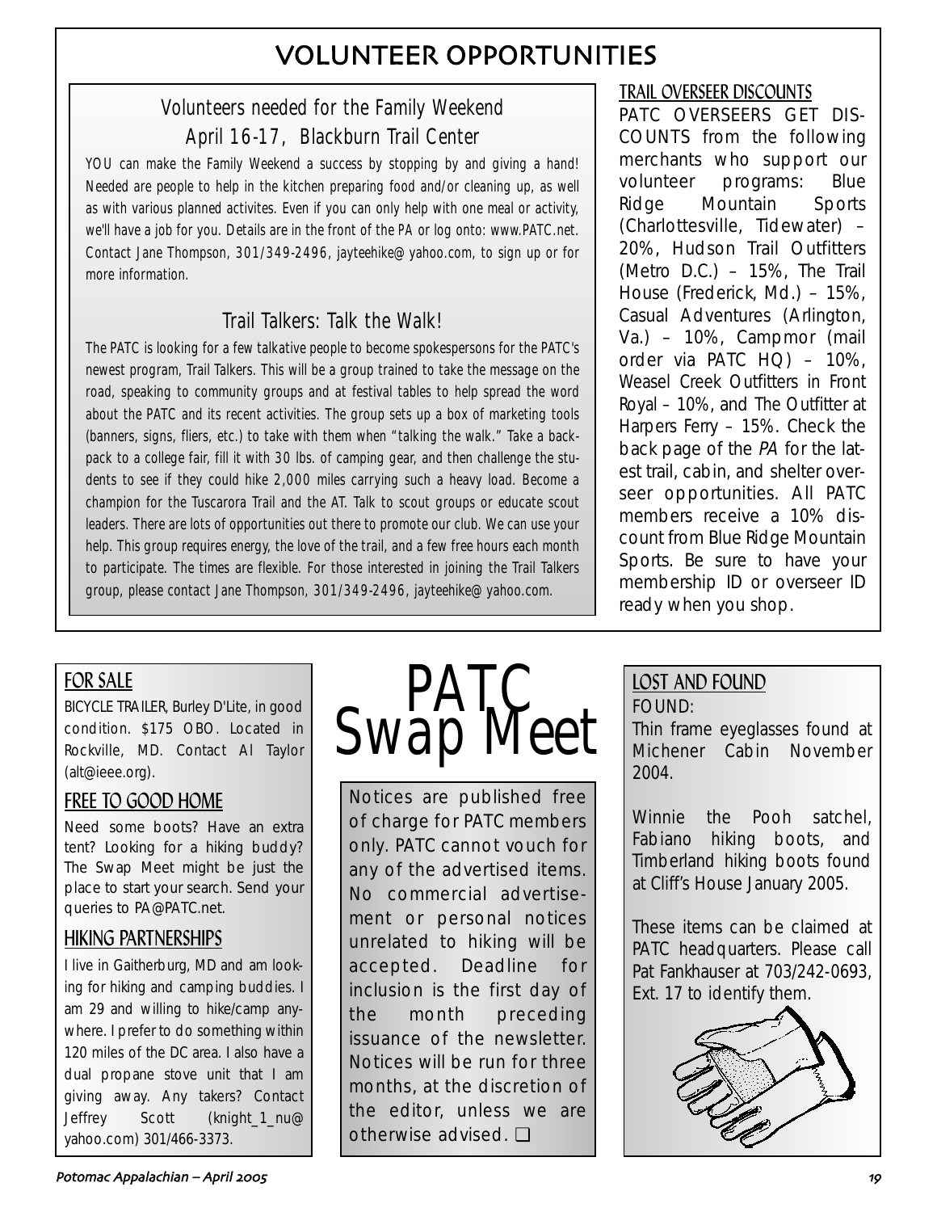# VOLUNTEER OPPORTUNITIES

## Volunteers needed for the Family Weekend April 16-17, Blackburn Trail Center

YOU can make the Family Weekend a success by stopping by and giving a hand! Needed are people to help in the kitchen preparing food and/or cleaning up, as well as with various planned activites. Even if you can only help with one meal or activity, we'll have a job for you. Details are in the front of the PA or log onto: www.PATC.net. Contact Jane Thompson, 301/349-2496, jayteehike@yahoo.com, to sign up or for more information.

## Trail Talkers: Talk the Walk!

The PATC is looking for a few talkative people to become spokespersons for the PATC's newest program, Trail Talkers. This will be a group trained to take the message on the road, speaking to community groups and at festival tables to help spread the word about the PATC and its recent activities. The group sets up a box of marketing tools (banners, signs, fliers, etc.) to take with them when "talking the walk." Take a backpack to a college fair, fill it with 30 lbs. of camping gear, and then challenge the students to see if they could hike 2,000 miles carrying such a heavy load. Become a champion for the Tuscarora Trail and the AT. Talk to scout groups or educate scout leaders. There are lots of opportunities out there to promote our club. We can use your help. This group requires energy, the love of the trail, and a few free hours each month to participate. The times are flexible. For those interested in joining the Trail Talkers group, please contact Jane Thompson, 301/349-2496, jayteehike@yahoo.com.

## TRAIL OVERSEER DISCOUNTS

PATC OVERSEERS GET DISCOUNTS from the following merchants who support our volunteer programs: Blue Ridge Mountain Sports (Charlottesville, Tidewater) – 20%, Hudson Trail Outfitters (Metro D.C.) – 15%, The Trail House (Frederick, Md.) – 15%, Casual Adventures (Arlington, Va.) – 10%, Campmor (mail order via PATC HQ) – 10%, Weasel Creek Outfitters in Front Royal – 10%, and The Outfitter at Harpers Ferry – 15%. Check the back page of the *PA* for the latest trail, cabin, and shelter overseer opportunities. All PATC members receive a 10% discount from Blue Ridge Mountain Sports. Be sure to have your membership ID or overseer ID ready when you shop.

# PATC Swap Meet

Notices are published free of charge for PATC members only. PATC cannot vouch for any of the advertised items. No commercial advertisement or personal notices unrelated to hiking will be accepted. Deadline for inclusion is the first day of the month preceding issuance of the newsletter. Notices will be run for three months, at the discretion of the editor, unless we are otherwise advised. ❑

## FOR SALE

BICYCLE TRAILER, Burley D'Lite, in good condition. $175 OBO. Located in Rockville, MD. Contact Al Taylor (alt@ieee.org).

## FREE TO GOOD HOME

Need some boots? Have an extra tent? Looking for a hiking buddy? The Swap Meet might be just the place to start your search. Send your queries to PA@PATC.net.

## HIKING PARTNERSHIPS

I live in Gaitherburg, MD and am looking for hiking and camping buddies. I am 29 and willing to hike/camp anywhere. I prefer to do something within 120 miles of the DC area. I also have a dual propane stove unit that I am giving away. Any takers? Contact Jeffrey Scott (knight_1_nu@yahoo.com) 301/466-3373.

## LOST AND FOUND

FOUND:

Thin frame eyeglasses found at Michener Cabin November 2004.

Winnie the Pooh satchel, Fabiano hiking boots, and Timberland hiking boots found at Cliff's House January 2005.

These items can be claimed at PATC headquarters. Please call Pat Fankhauser at 703/242-0693, Ext. 17 to identify them.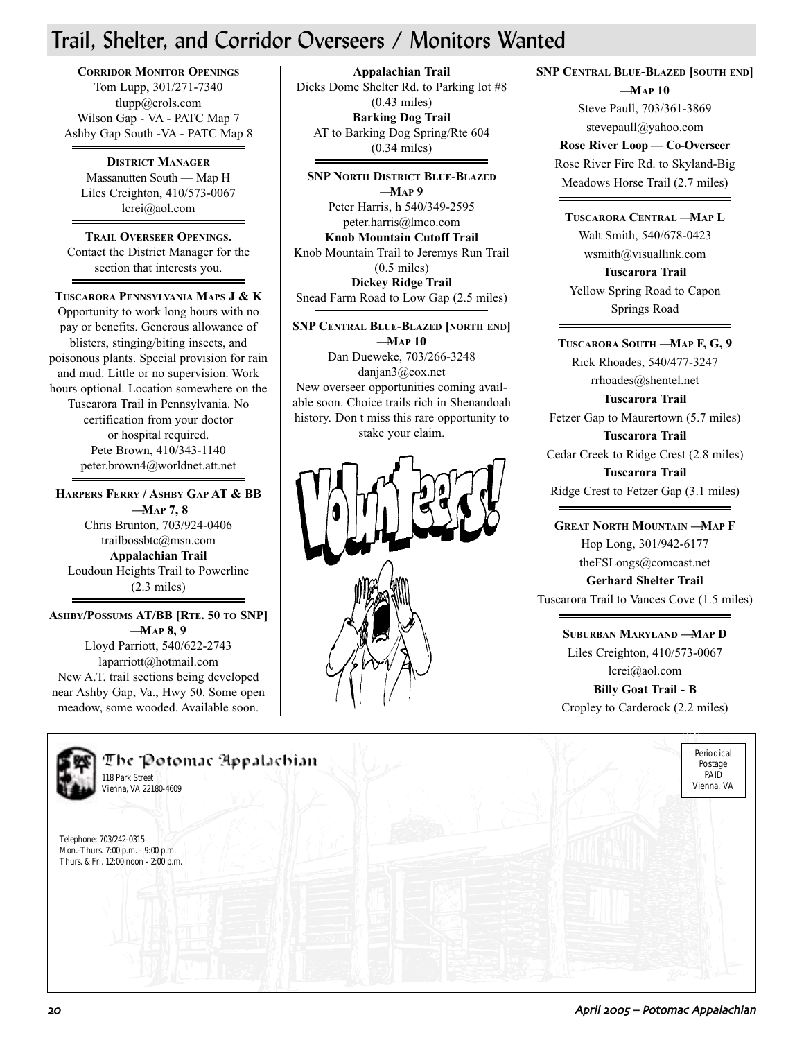# Trail, Shelter, and Corridor Overseers / Monitors Wanted

**CORRIDOR MONITOR OPENINGS**
Tom Lupp, 301/271-7340
tlupp@erols.com
Wilson Gap - VA - PATC Map 7
Ashby Gap South -VA - PATC Map 8

**DISTRICT MANAGER**
Massanutten South — Map H
Liles Creighton, 410/573-0067
lcrei@aol.com

**TRAIL OVERSEER OPENINGS.**
Contact the District Manager for the section that interests you.

**TUSCARORA PENNSYLVANIA MAPS J & K**
Opportunity to work long hours with no pay or benefits. Generous allowance of blisters, stinging/biting insects, and poisonous plants. Special provision for rain and mud. Little or no supervision. Work hours optional. Location somewhere on the Tuscarora Trail in Pennsylvania. No certification from your doctor or hospital required.
Pete Brown, 410/343-1140
peter.brown4@worldnet.att.net

**HARPERS FERRY / ASHBY GAP AT & BB —MAP 7, 8**
Chris Brunton, 703/924-0406
trailbosstbc@msn.com
**Appalachian Trail**
Loudoun Heights Trail to Powerline (2.3 miles)

**ASHBY/POSSUMS AT/BB [RTE. 50 TO SNP] —MAP 8, 9**
Lloyd Parriott, 540/622-2743
laparriott@hotmail.com
New A.T. trail sections being developed near Ashby Gap, Va., Hwy 50. Some open meadow, some wooded. Available soon.

**Appalachian Trail**
Dicks Dome Shelter Rd. to Parking lot #8 (0.43 miles)
**Barking Dog Trail**
AT to Barking Dog Spring/Rte 604 (0.34 miles)

**SNP NORTH DISTRICT BLUE-BLAZED —MAP 9**
Peter Harris, h 540/349-2595
peter.harris@lmco.com
**Knob Mountain Cutoff Trail**
Knob Mountain Trail to Jeremys Run Trail (0.5 miles)
**Dickey Ridge Trail**
Snead Farm Road to Low Gap (2.5 miles)

**SNP CENTRAL BLUE-BLAZED [NORTH END] —MAP 10**
Dan Dueweke, 703/266-3248
danjan3@cox.net
New overseer opportunities coming available soon. Choice trails rich in Shenandoah history. Don t miss this rare opportunity to stake your claim.

Volunteers!

**SNP CENTRAL BLUE-BLAZED [SOUTH END] —MAP 10**
Steve Paull, 703/361-3869
stevepaull@yahoo.com
**Rose River Loop — Co-Overseer**
Rose River Fire Rd. to Skyland-Big Meadows Horse Trail (2.7 miles)

**TUSCARORA CENTRAL —MAP L**
Walt Smith, 540/678-0423
wsmith@visuallink.com
**Tuscarora Trail**
Yellow Spring Road to Capon Springs Road

**TUSCARORA SOUTH —MAP F, G, 9**
Rick Rhoades, 540/477-3247
rrhoades@shentel.net
**Tuscarora Trail**
Fetzer Gap to Maurertown (5.7 miles)
**Tuscarora Trail**
Cedar Creek to Ridge Crest (2.8 miles)
**Tuscarora Trail**
Ridge Crest to Fetzer Gap (3.1 miles)

**GREAT NORTH MOUNTAIN —MAP F**
Hop Long, 301/942-6177
theFSLongs@comcast.net
**Gerhard Shelter Trail**
Tuscarora Trail to Vances Cove (1.5 miles)

**SUBURBAN MARYLAND —MAP D**
Liles Creighton, 410/573-0067
lcrei@aol.com
**Billy Goat Trail - B**
Cropley to Carderock (2.2 miles)

The Potomac Appalachian
118 Park Street
Vienna, VA 22180-4609

Periodical Postage PAID Vienna, VA

Telephone: 703/242-0315
Mon.-Thurs. 7:00 p.m. - 9:00 p.m.
Thurs. & Fri. 12:00 noon - 2:00 p.m.